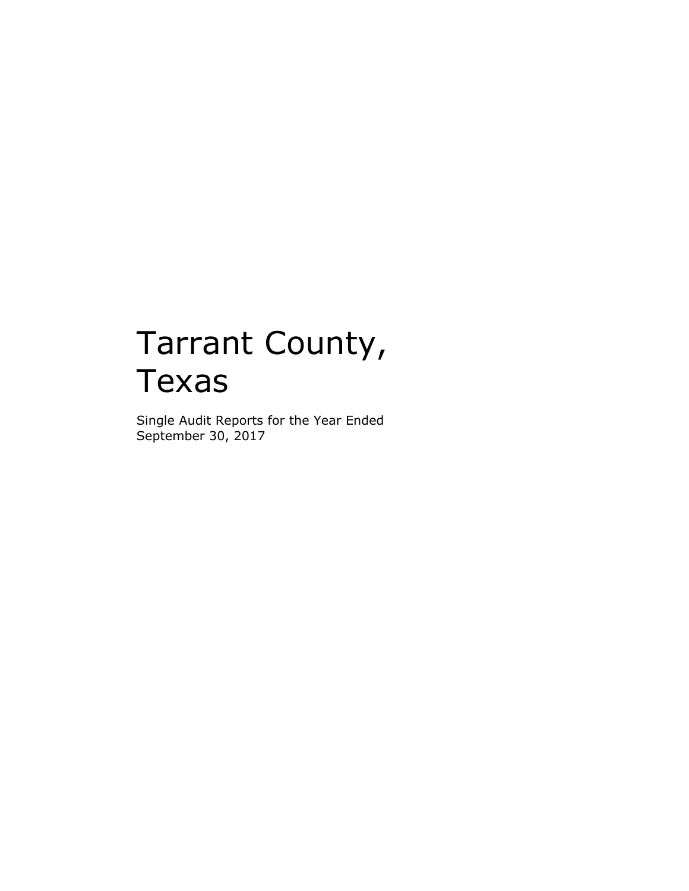# Tarrant County, Texas

Single Audit Reports for the Year Ended September 30, 2017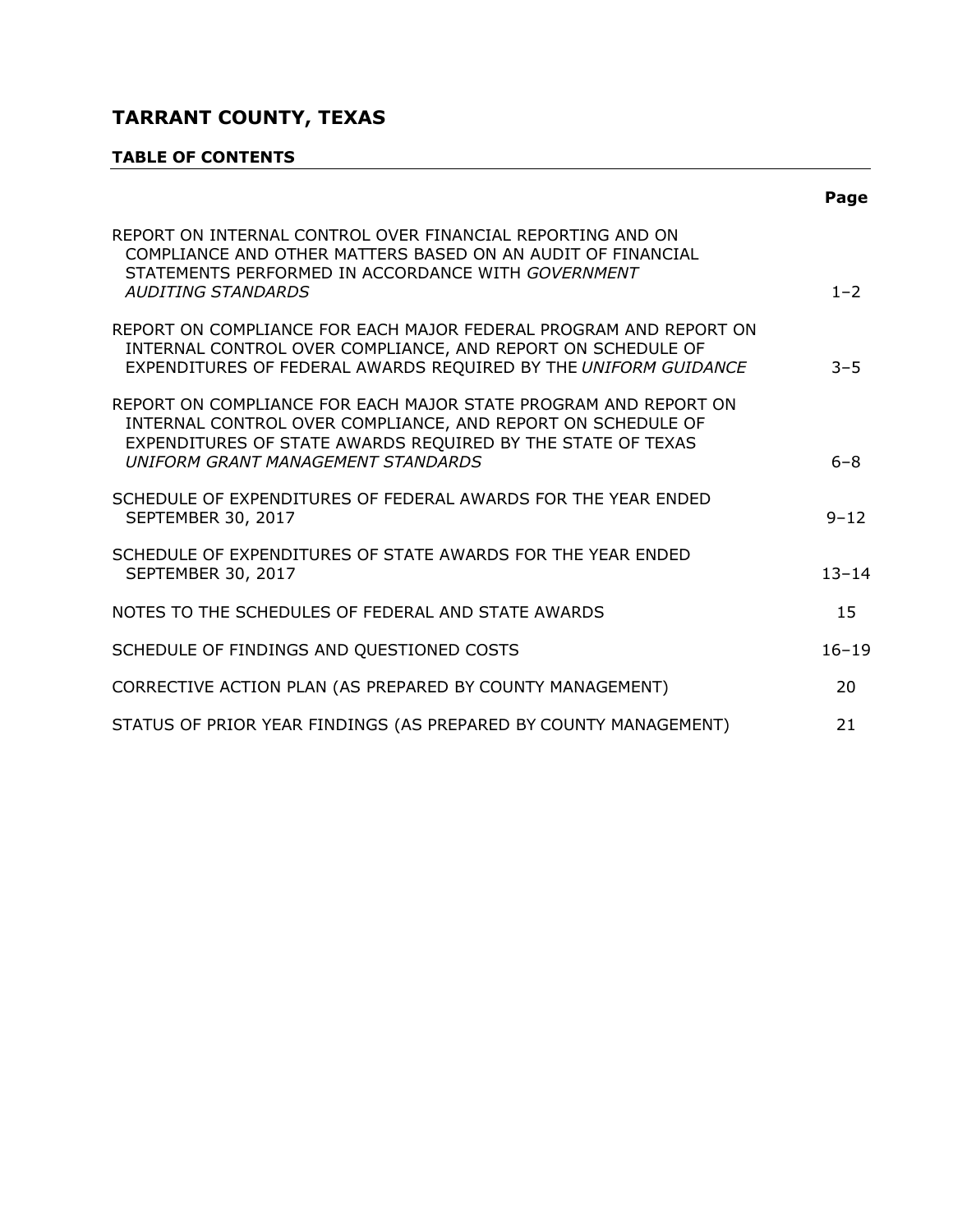# TARRANT COUNTY, TEXAS

## TABLE OF CONTENTS

| | Page |
|---|---|
| REPORT ON INTERNAL CONTROL OVER FINANCIAL REPORTING AND ON COMPLIANCE AND OTHER MATTERS BASED ON AN AUDIT OF FINANCIAL STATEMENTS PERFORMED IN ACCORDANCE WITH *GOVERNMENT AUDITING STANDARDS* | 1–2 |
| REPORT ON COMPLIANCE FOR EACH MAJOR FEDERAL PROGRAM AND REPORT ON INTERNAL CONTROL OVER COMPLIANCE, AND REPORT ON SCHEDULE OF EXPENDITURES OF FEDERAL AWARDS REQUIRED BY THE *UNIFORM GUIDANCE* | 3–5 |
| REPORT ON COMPLIANCE FOR EACH MAJOR STATE PROGRAM AND REPORT ON INTERNAL CONTROL OVER COMPLIANCE, AND REPORT ON SCHEDULE OF EXPENDITURES OF STATE AWARDS REQUIRED BY THE STATE OF TEXAS *UNIFORM GRANT MANAGEMENT STANDARDS* | 6–8 |
| SCHEDULE OF EXPENDITURES OF FEDERAL AWARDS FOR THE YEAR ENDED SEPTEMBER 30, 2017 | 9–12 |
| SCHEDULE OF EXPENDITURES OF STATE AWARDS FOR THE YEAR ENDED SEPTEMBER 30, 2017 | 13–14 |
| NOTES TO THE SCHEDULES OF FEDERAL AND STATE AWARDS | 15 |
| SCHEDULE OF FINDINGS AND QUESTIONED COSTS | 16–19 |
| CORRECTIVE ACTION PLAN (AS PREPARED BY COUNTY MANAGEMENT) | 20 |
| STATUS OF PRIOR YEAR FINDINGS (AS PREPARED BY COUNTY MANAGEMENT) | 21 |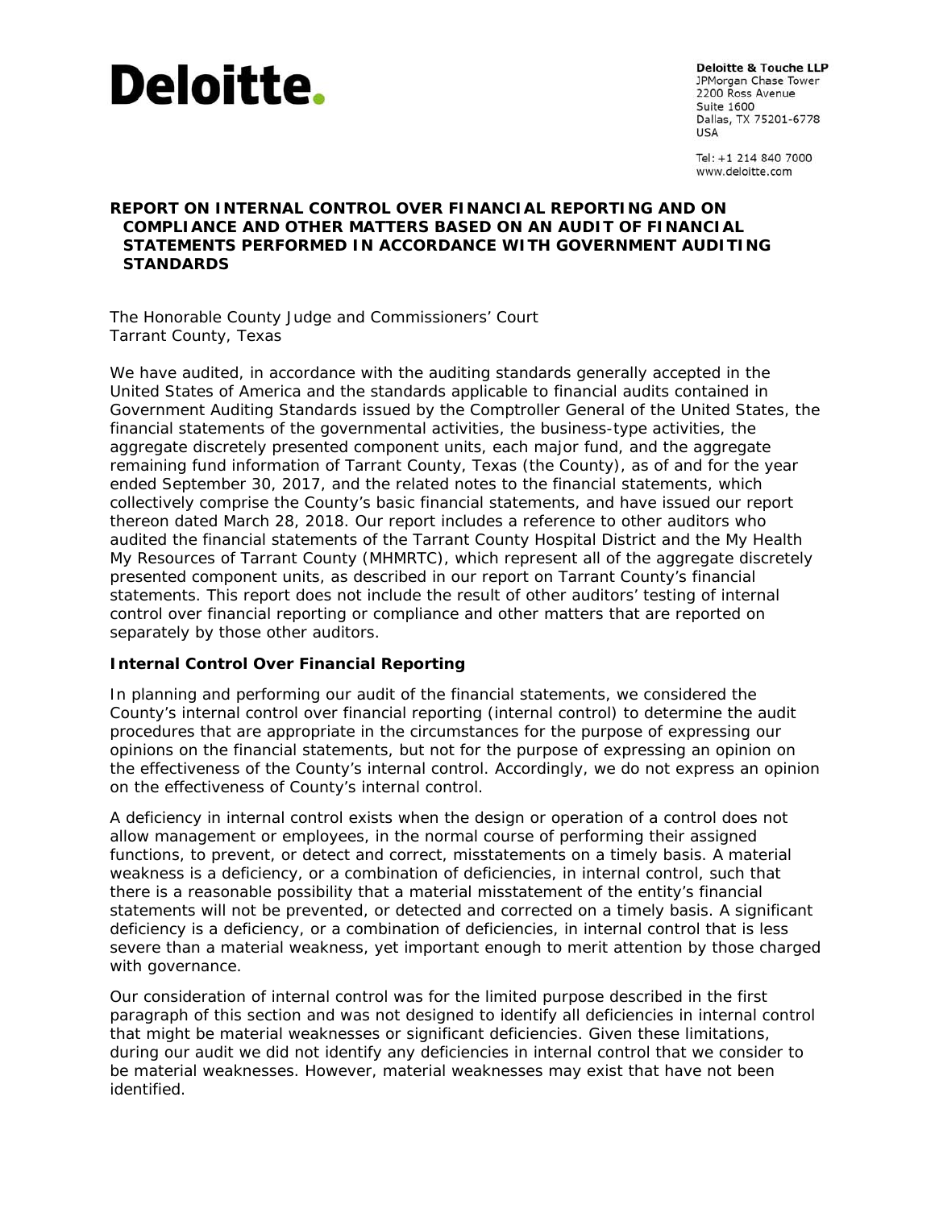**Deloitte.**

**Deloitte & Touche LLP**
JPMorgan Chase Tower
2200 Ross Avenue
Suite 1600
Dallas, TX 75201-6778
USA

Tel: +1 214 840 7000
www.deloitte.com

## REPORT ON INTERNAL CONTROL OVER FINANCIAL REPORTING AND ON COMPLIANCE AND OTHER MATTERS BASED ON AN AUDIT OF FINANCIAL STATEMENTS PERFORMED IN ACCORDANCE WITH GOVERNMENT AUDITING STANDARDS

The Honorable County Judge and Commissioners' Court
Tarrant County, Texas

We have audited, in accordance with the auditing standards generally accepted in the United States of America and the standards applicable to financial audits contained in Government Auditing Standards issued by the Comptroller General of the United States, the financial statements of the governmental activities, the business-type activities, the aggregate discretely presented component units, each major fund, and the aggregate remaining fund information of Tarrant County, Texas (the County), as of and for the year ended September 30, 2017, and the related notes to the financial statements, which collectively comprise the County's basic financial statements, and have issued our report thereon dated March 28, 2018. Our report includes a reference to other auditors who audited the financial statements of the Tarrant County Hospital District and the My Health My Resources of Tarrant County (MHMRTC), which represent all of the aggregate discretely presented component units, as described in our report on Tarrant County's financial statements. This report does not include the result of other auditors' testing of internal control over financial reporting or compliance and other matters that are reported on separately by those other auditors.

### Internal Control Over Financial Reporting

In planning and performing our audit of the financial statements, we considered the County's internal control over financial reporting (internal control) to determine the audit procedures that are appropriate in the circumstances for the purpose of expressing our opinions on the financial statements, but not for the purpose of expressing an opinion on the effectiveness of the County's internal control. Accordingly, we do not express an opinion on the effectiveness of County's internal control.

A deficiency in internal control exists when the design or operation of a control does not allow management or employees, in the normal course of performing their assigned functions, to prevent, or detect and correct, misstatements on a timely basis. A material weakness is a deficiency, or a combination of deficiencies, in internal control, such that there is a reasonable possibility that a material misstatement of the entity's financial statements will not be prevented, or detected and corrected on a timely basis. A significant deficiency is a deficiency, or a combination of deficiencies, in internal control that is less severe than a material weakness, yet important enough to merit attention by those charged with governance.

Our consideration of internal control was for the limited purpose described in the first paragraph of this section and was not designed to identify all deficiencies in internal control that might be material weaknesses or significant deficiencies. Given these limitations, during our audit we did not identify any deficiencies in internal control that we consider to be material weaknesses. However, material weaknesses may exist that have not been identified.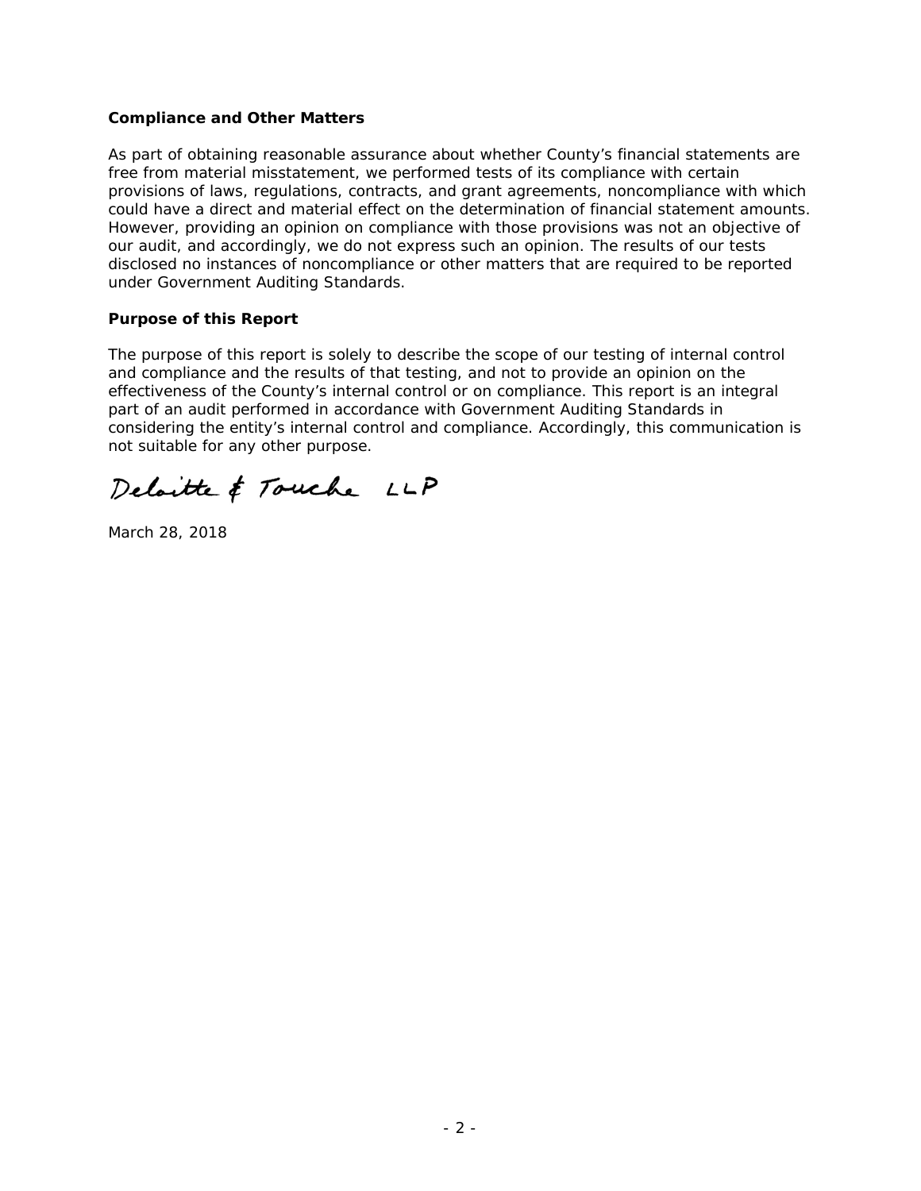### Compliance and Other Matters

As part of obtaining reasonable assurance about whether County's financial statements are free from material misstatement, we performed tests of its compliance with certain provisions of laws, regulations, contracts, and grant agreements, noncompliance with which could have a direct and material effect on the determination of financial statement amounts. However, providing an opinion on compliance with those provisions was not an objective of our audit, and accordingly, we do not express such an opinion. The results of our tests disclosed no instances of noncompliance or other matters that are required to be reported under Government Auditing Standards.

### Purpose of this Report

The purpose of this report is solely to describe the scope of our testing of internal control and compliance and the results of that testing, and not to provide an opinion on the effectiveness of the County's internal control or on compliance. This report is an integral part of an audit performed in accordance with Government Auditing Standards in considering the entity's internal control and compliance. Accordingly, this communication is not suitable for any other purpose.

Deloitte & Touche LLP

March 28, 2018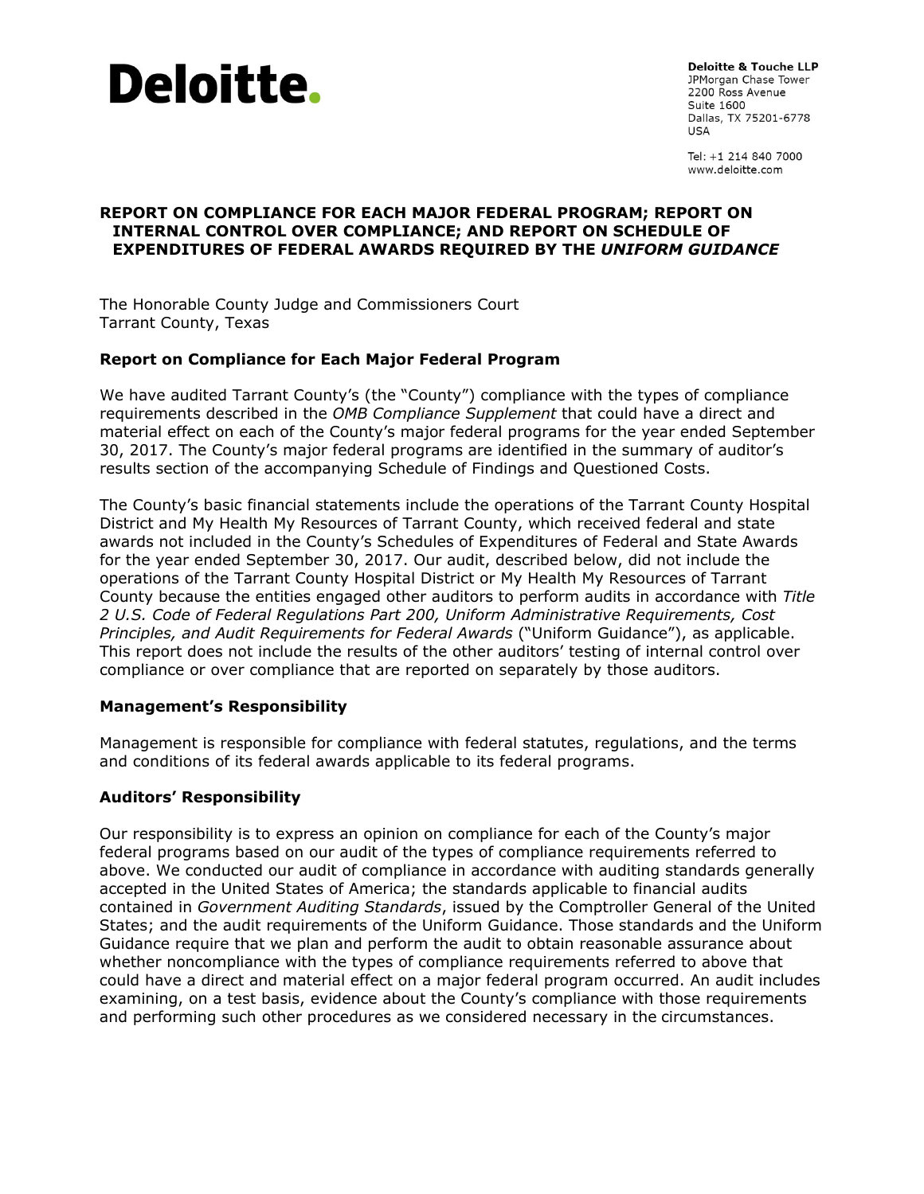**Deloitte.**

**Deloitte & Touche LLP**
JPMorgan Chase Tower
2200 Ross Avenue
Suite 1600
Dallas, TX 75201-6778
USA

Tel: +1 214 840 7000
www.deloitte.com

# REPORT ON COMPLIANCE FOR EACH MAJOR FEDERAL PROGRAM; REPORT ON INTERNAL CONTROL OVER COMPLIANCE; AND REPORT ON SCHEDULE OF EXPENDITURES OF FEDERAL AWARDS REQUIRED BY THE *UNIFORM GUIDANCE*

The Honorable County Judge and Commissioners Court
Tarrant County, Texas

## Report on Compliance for Each Major Federal Program

We have audited Tarrant County's (the "County") compliance with the types of compliance requirements described in the *OMB Compliance Supplement* that could have a direct and material effect on each of the County's major federal programs for the year ended September 30, 2017. The County's major federal programs are identified in the summary of auditor's results section of the accompanying Schedule of Findings and Questioned Costs.

The County's basic financial statements include the operations of the Tarrant County Hospital District and My Health My Resources of Tarrant County, which received federal and state awards not included in the County's Schedules of Expenditures of Federal and State Awards for the year ended September 30, 2017. Our audit, described below, did not include the operations of the Tarrant County Hospital District or My Health My Resources of Tarrant County because the entities engaged other auditors to perform audits in accordance with *Title 2 U.S. Code of Federal Regulations Part 200, Uniform Administrative Requirements, Cost Principles, and Audit Requirements for Federal Awards* ("Uniform Guidance"), as applicable. This report does not include the results of the other auditors' testing of internal control over compliance or over compliance that are reported on separately by those auditors.

## Management's Responsibility

Management is responsible for compliance with federal statutes, regulations, and the terms and conditions of its federal awards applicable to its federal programs.

## Auditors' Responsibility

Our responsibility is to express an opinion on compliance for each of the County's major federal programs based on our audit of the types of compliance requirements referred to above. We conducted our audit of compliance in accordance with auditing standards generally accepted in the United States of America; the standards applicable to financial audits contained in *Government Auditing Standards*, issued by the Comptroller General of the United States; and the audit requirements of the Uniform Guidance. Those standards and the Uniform Guidance require that we plan and perform the audit to obtain reasonable assurance about whether noncompliance with the types of compliance requirements referred to above that could have a direct and material effect on a major federal program occurred. An audit includes examining, on a test basis, evidence about the County's compliance with those requirements and performing such other procedures as we considered necessary in the circumstances.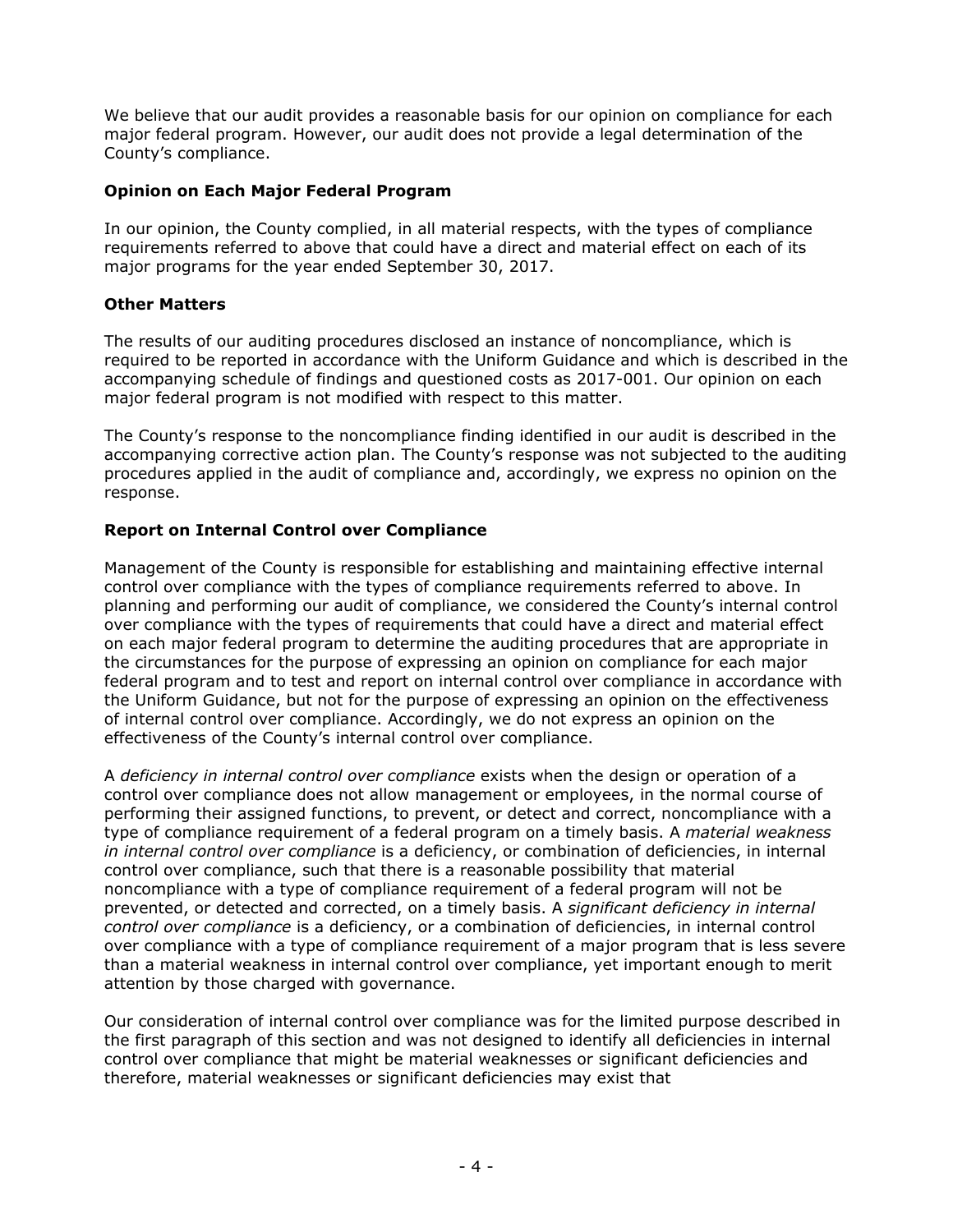We believe that our audit provides a reasonable basis for our opinion on compliance for each major federal program. However, our audit does not provide a legal determination of the County's compliance.

### Opinion on Each Major Federal Program

In our opinion, the County complied, in all material respects, with the types of compliance requirements referred to above that could have a direct and material effect on each of its major programs for the year ended September 30, 2017.

### Other Matters

The results of our auditing procedures disclosed an instance of noncompliance, which is required to be reported in accordance with the Uniform Guidance and which is described in the accompanying schedule of findings and questioned costs as 2017-001. Our opinion on each major federal program is not modified with respect to this matter.

The County's response to the noncompliance finding identified in our audit is described in the accompanying corrective action plan. The County's response was not subjected to the auditing procedures applied in the audit of compliance and, accordingly, we express no opinion on the response.

### Report on Internal Control over Compliance

Management of the County is responsible for establishing and maintaining effective internal control over compliance with the types of compliance requirements referred to above. In planning and performing our audit of compliance, we considered the County's internal control over compliance with the types of requirements that could have a direct and material effect on each major federal program to determine the auditing procedures that are appropriate in the circumstances for the purpose of expressing an opinion on compliance for each major federal program and to test and report on internal control over compliance in accordance with the Uniform Guidance, but not for the purpose of expressing an opinion on the effectiveness of internal control over compliance. Accordingly, we do not express an opinion on the effectiveness of the County's internal control over compliance.

A *deficiency in internal control over compliance* exists when the design or operation of a control over compliance does not allow management or employees, in the normal course of performing their assigned functions, to prevent, or detect and correct, noncompliance with a type of compliance requirement of a federal program on a timely basis. A *material weakness in internal control over compliance* is a deficiency, or combination of deficiencies, in internal control over compliance, such that there is a reasonable possibility that material noncompliance with a type of compliance requirement of a federal program will not be prevented, or detected and corrected, on a timely basis. A *significant deficiency in internal control over compliance* is a deficiency, or a combination of deficiencies, in internal control over compliance with a type of compliance requirement of a major program that is less severe than a material weakness in internal control over compliance, yet important enough to merit attention by those charged with governance.

Our consideration of internal control over compliance was for the limited purpose described in the first paragraph of this section and was not designed to identify all deficiencies in internal control over compliance that might be material weaknesses or significant deficiencies and therefore, material weaknesses or significant deficiencies may exist that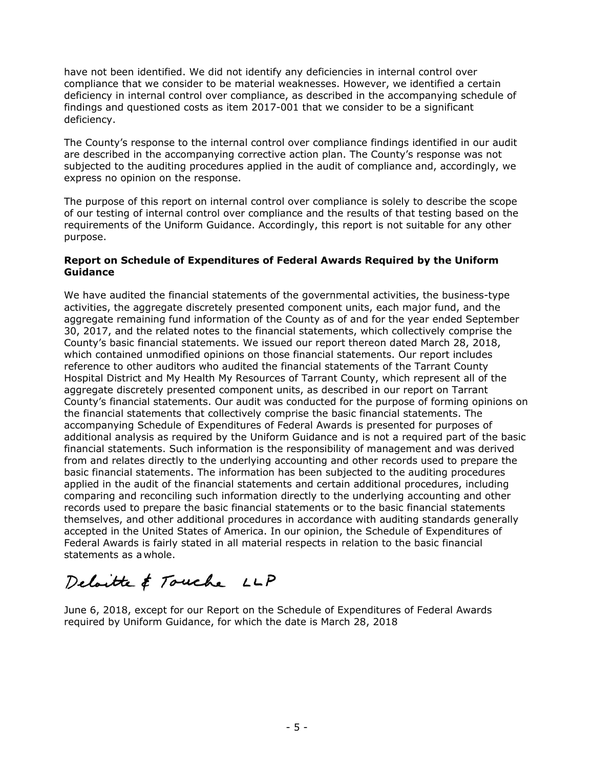have not been identified. We did not identify any deficiencies in internal control over compliance that we consider to be material weaknesses. However, we identified a certain deficiency in internal control over compliance, as described in the accompanying schedule of findings and questioned costs as item 2017-001 that we consider to be a significant deficiency.

The County's response to the internal control over compliance findings identified in our audit are described in the accompanying corrective action plan. The County's response was not subjected to the auditing procedures applied in the audit of compliance and, accordingly, we express no opinion on the response.

The purpose of this report on internal control over compliance is solely to describe the scope of our testing of internal control over compliance and the results of that testing based on the requirements of the Uniform Guidance. Accordingly, this report is not suitable for any other purpose.

**Report on Schedule of Expenditures of Federal Awards Required by the Uniform Guidance**

We have audited the financial statements of the governmental activities, the business-type activities, the aggregate discretely presented component units, each major fund, and the aggregate remaining fund information of the County as of and for the year ended September 30, 2017, and the related notes to the financial statements, which collectively comprise the County's basic financial statements. We issued our report thereon dated March 28, 2018, which contained unmodified opinions on those financial statements. Our report includes reference to other auditors who audited the financial statements of the Tarrant County Hospital District and My Health My Resources of Tarrant County, which represent all of the aggregate discretely presented component units, as described in our report on Tarrant County's financial statements. Our audit was conducted for the purpose of forming opinions on the financial statements that collectively comprise the basic financial statements. The accompanying Schedule of Expenditures of Federal Awards is presented for purposes of additional analysis as required by the Uniform Guidance and is not a required part of the basic financial statements. Such information is the responsibility of management and was derived from and relates directly to the underlying accounting and other records used to prepare the basic financial statements. The information has been subjected to the auditing procedures applied in the audit of the financial statements and certain additional procedures, including comparing and reconciling such information directly to the underlying accounting and other records used to prepare the basic financial statements or to the basic financial statements themselves, and other additional procedures in accordance with auditing standards generally accepted in the United States of America. In our opinion, the Schedule of Expenditures of Federal Awards is fairly stated in all material respects in relation to the basic financial statements as a whole.

Deloitte & Touche LLP

June 6, 2018, except for our Report on the Schedule of Expenditures of Federal Awards required by Uniform Guidance, for which the date is March 28, 2018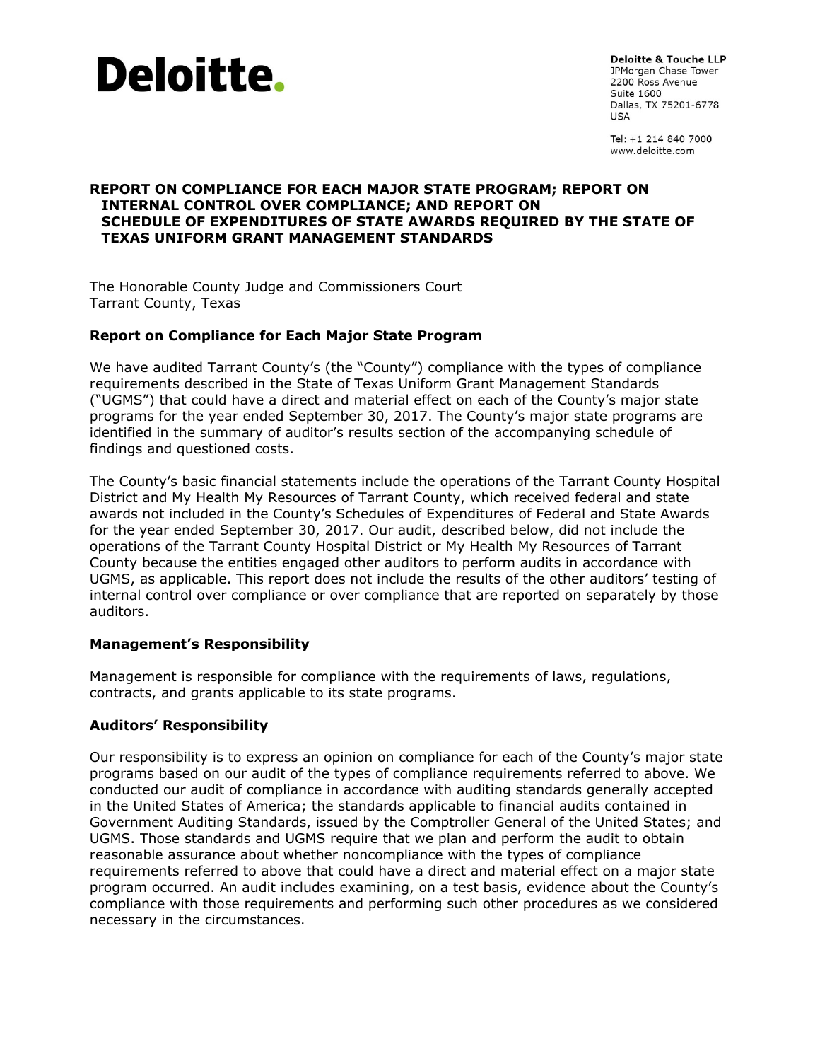**Deloitte.**

**Deloitte & Touche LLP**
JPMorgan Chase Tower
2200 Ross Avenue
Suite 1600
Dallas, TX 75201-6778
USA

Tel: +1 214 840 7000
www.deloitte.com

## REPORT ON COMPLIANCE FOR EACH MAJOR STATE PROGRAM; REPORT ON INTERNAL CONTROL OVER COMPLIANCE; AND REPORT ON SCHEDULE OF EXPENDITURES OF STATE AWARDS REQUIRED BY THE STATE OF TEXAS UNIFORM GRANT MANAGEMENT STANDARDS

The Honorable County Judge and Commissioners Court
Tarrant County, Texas

### Report on Compliance for Each Major State Program

We have audited Tarrant County's (the "County") compliance with the types of compliance requirements described in the State of Texas Uniform Grant Management Standards ("UGMS") that could have a direct and material effect on each of the County's major state programs for the year ended September 30, 2017. The County's major state programs are identified in the summary of auditor's results section of the accompanying schedule of findings and questioned costs.

The County's basic financial statements include the operations of the Tarrant County Hospital District and My Health My Resources of Tarrant County, which received federal and state awards not included in the County's Schedules of Expenditures of Federal and State Awards for the year ended September 30, 2017. Our audit, described below, did not include the operations of the Tarrant County Hospital District or My Health My Resources of Tarrant County because the entities engaged other auditors to perform audits in accordance with UGMS, as applicable. This report does not include the results of the other auditors' testing of internal control over compliance or over compliance that are reported on separately by those auditors.

### Management's Responsibility

Management is responsible for compliance with the requirements of laws, regulations, contracts, and grants applicable to its state programs.

### Auditors' Responsibility

Our responsibility is to express an opinion on compliance for each of the County's major state programs based on our audit of the types of compliance requirements referred to above. We conducted our audit of compliance in accordance with auditing standards generally accepted in the United States of America; the standards applicable to financial audits contained in Government Auditing Standards, issued by the Comptroller General of the United States; and UGMS. Those standards and UGMS require that we plan and perform the audit to obtain reasonable assurance about whether noncompliance with the types of compliance requirements referred to above that could have a direct and material effect on a major state program occurred. An audit includes examining, on a test basis, evidence about the County's compliance with those requirements and performing such other procedures as we considered necessary in the circumstances.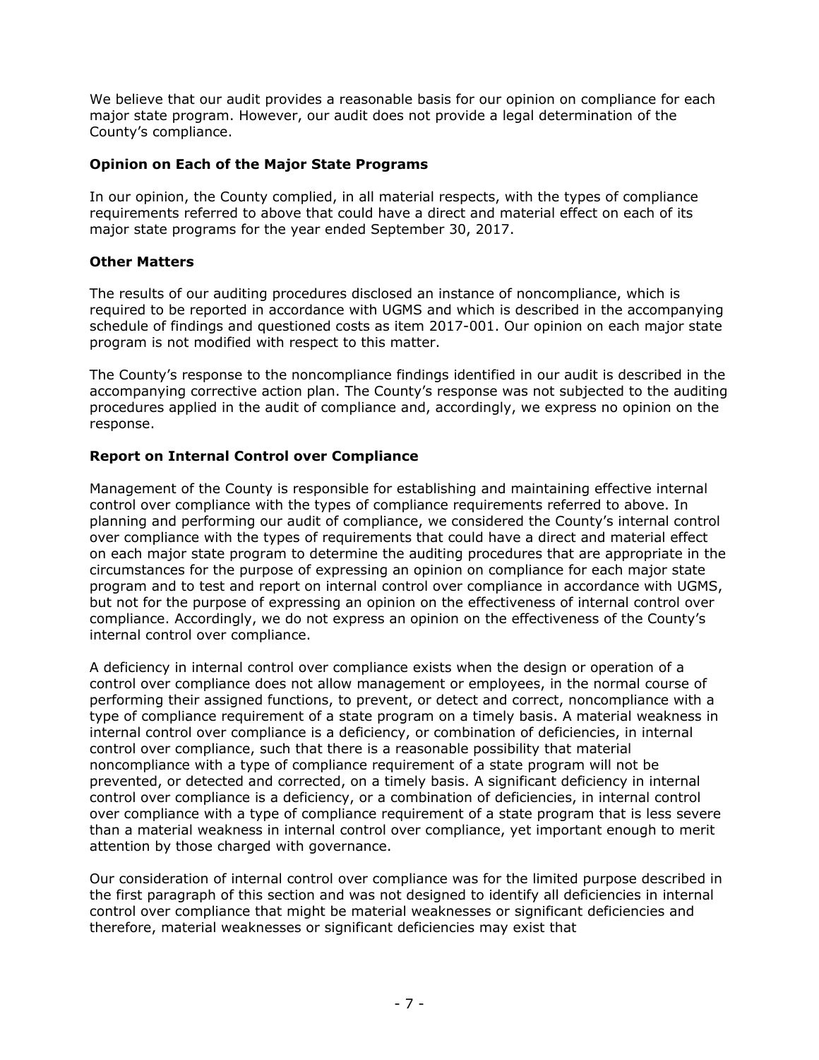We believe that our audit provides a reasonable basis for our opinion on compliance for each major state program. However, our audit does not provide a legal determination of the County's compliance.

### Opinion on Each of the Major State Programs

In our opinion, the County complied, in all material respects, with the types of compliance requirements referred to above that could have a direct and material effect on each of its major state programs for the year ended September 30, 2017.

### Other Matters

The results of our auditing procedures disclosed an instance of noncompliance, which is required to be reported in accordance with UGMS and which is described in the accompanying schedule of findings and questioned costs as item 2017-001. Our opinion on each major state program is not modified with respect to this matter.

The County's response to the noncompliance findings identified in our audit is described in the accompanying corrective action plan. The County's response was not subjected to the auditing procedures applied in the audit of compliance and, accordingly, we express no opinion on the response.

### Report on Internal Control over Compliance

Management of the County is responsible for establishing and maintaining effective internal control over compliance with the types of compliance requirements referred to above. In planning and performing our audit of compliance, we considered the County's internal control over compliance with the types of requirements that could have a direct and material effect on each major state program to determine the auditing procedures that are appropriate in the circumstances for the purpose of expressing an opinion on compliance for each major state program and to test and report on internal control over compliance in accordance with UGMS, but not for the purpose of expressing an opinion on the effectiveness of internal control over compliance. Accordingly, we do not express an opinion on the effectiveness of the County's internal control over compliance.

A deficiency in internal control over compliance exists when the design or operation of a control over compliance does not allow management or employees, in the normal course of performing their assigned functions, to prevent, or detect and correct, noncompliance with a type of compliance requirement of a state program on a timely basis. A material weakness in internal control over compliance is a deficiency, or combination of deficiencies, in internal control over compliance, such that there is a reasonable possibility that material noncompliance with a type of compliance requirement of a state program will not be prevented, or detected and corrected, on a timely basis. A significant deficiency in internal control over compliance is a deficiency, or a combination of deficiencies, in internal control over compliance with a type of compliance requirement of a state program that is less severe than a material weakness in internal control over compliance, yet important enough to merit attention by those charged with governance.

Our consideration of internal control over compliance was for the limited purpose described in the first paragraph of this section and was not designed to identify all deficiencies in internal control over compliance that might be material weaknesses or significant deficiencies and therefore, material weaknesses or significant deficiencies may exist that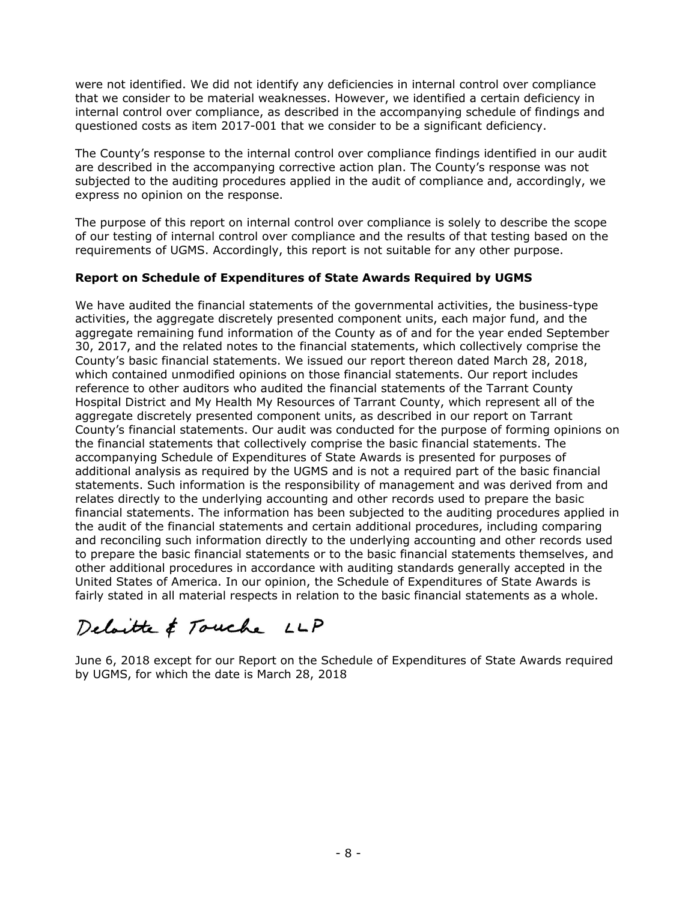were not identified. We did not identify any deficiencies in internal control over compliance that we consider to be material weaknesses. However, we identified a certain deficiency in internal control over compliance, as described in the accompanying schedule of findings and questioned costs as item 2017-001 that we consider to be a significant deficiency.

The County's response to the internal control over compliance findings identified in our audit are described in the accompanying corrective action plan. The County's response was not subjected to the auditing procedures applied in the audit of compliance and, accordingly, we express no opinion on the response.

The purpose of this report on internal control over compliance is solely to describe the scope of our testing of internal control over compliance and the results of that testing based on the requirements of UGMS. Accordingly, this report is not suitable for any other purpose.

**Report on Schedule of Expenditures of State Awards Required by UGMS**

We have audited the financial statements of the governmental activities, the business-type activities, the aggregate discretely presented component units, each major fund, and the aggregate remaining fund information of the County as of and for the year ended September 30, 2017, and the related notes to the financial statements, which collectively comprise the County's basic financial statements. We issued our report thereon dated March 28, 2018, which contained unmodified opinions on those financial statements. Our report includes reference to other auditors who audited the financial statements of the Tarrant County Hospital District and My Health My Resources of Tarrant County, which represent all of the aggregate discretely presented component units, as described in our report on Tarrant County's financial statements. Our audit was conducted for the purpose of forming opinions on the financial statements that collectively comprise the basic financial statements. The accompanying Schedule of Expenditures of State Awards is presented for purposes of additional analysis as required by the UGMS and is not a required part of the basic financial statements. Such information is the responsibility of management and was derived from and relates directly to the underlying accounting and other records used to prepare the basic financial statements. The information has been subjected to the auditing procedures applied in the audit of the financial statements and certain additional procedures, including comparing and reconciling such information directly to the underlying accounting and other records used to prepare the basic financial statements or to the basic financial statements themselves, and other additional procedures in accordance with auditing standards generally accepted in the United States of America. In our opinion, the Schedule of Expenditures of State Awards is fairly stated in all material respects in relation to the basic financial statements as a whole.

Deloitte & Touche LLP

June 6, 2018 except for our Report on the Schedule of Expenditures of State Awards required by UGMS, for which the date is March 28, 2018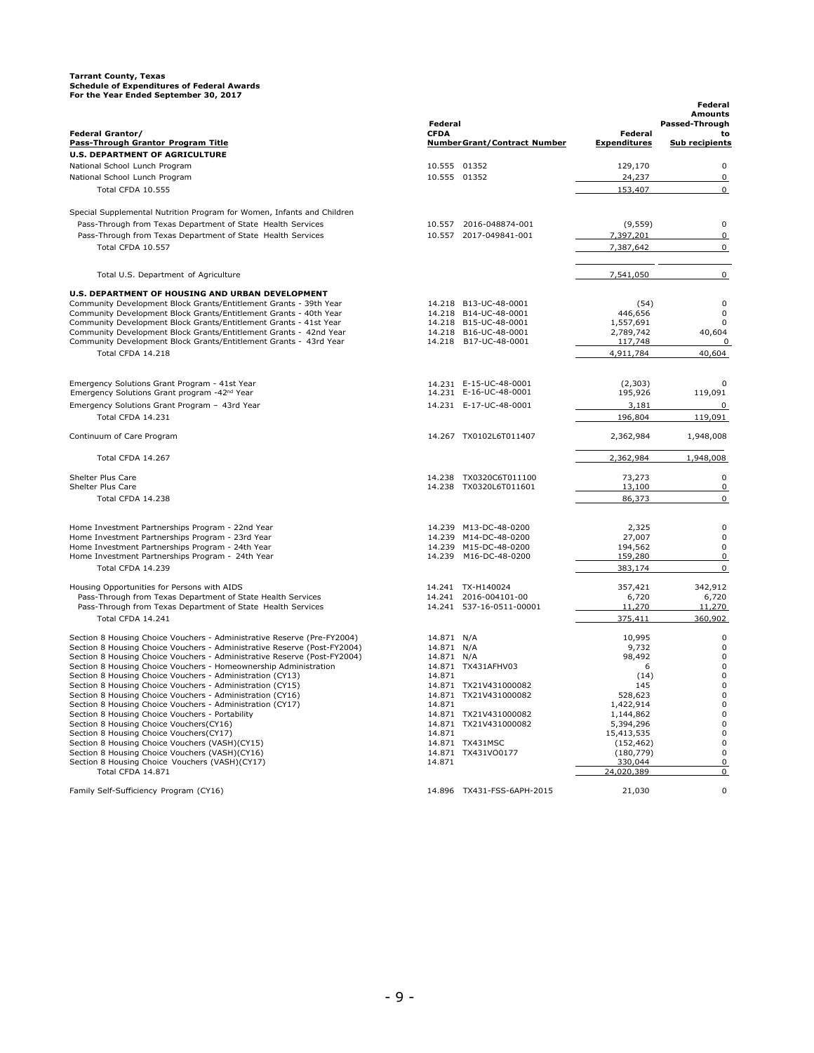**Tarrant County, Texas**
**Schedule of Expenditures of Federal Awards**
**For the Year Ended September 30, 2017**

| Federal Grantor/ Pass-Through Grantor Program Title | Federal CFDA Number | Grant/Contract Number | Federal Expenditures | Federal Amounts Passed-Through to Sub recipients |
|---|---|---|---|---|
| **U.S. DEPARTMENT OF AGRICULTURE** | | | | |
| National School Lunch Program | 10.555 | 01352 | 129,170 | 0 |
| National School Lunch Program | 10.555 | 01352 | 24,237 | 0 |
| Total CFDA 10.555 | | | 153,407 | 0 |
| Special Supplemental Nutrition Program for Women, Infants and Children | | | | |
| Pass-Through from Texas Department of State Health Services | 10.557 | 2016-048874-001 | (9,559) | 0 |
| Pass-Through from Texas Department of State Health Services | 10.557 | 2017-049841-001 | 7,397,201 | 0 |
| Total CFDA 10.557 | | | 7,387,642 | 0 |
| Total U.S. Department of Agriculture | | | 7,541,050 | 0 |
| **U.S. DEPARTMENT OF HOUSING AND URBAN DEVELOPMENT** | | | | |
| Community Development Block Grants/Entitlement Grants - 39th Year | 14.218 | B13-UC-48-0001 | (54) | 0 |
| Community Development Block Grants/Entitlement Grants - 40th Year | 14.218 | B14-UC-48-0001 | 446,656 | 0 |
| Community Development Block Grants/Entitlement Grants - 41st Year | 14.218 | B15-UC-48-0001 | 1,557,691 | 0 |
| Community Development Block Grants/Entitlement Grants - 42nd Year | 14.218 | B16-UC-48-0001 | 2,789,742 | 40,604 |
| Community Development Block Grants/Entitlement Grants - 43rd Year | 14.218 | B17-UC-48-0001 | 117,748 | 0 |
| Total CFDA 14.218 | | | 4,911,784 | 40,604 |
| Emergency Solutions Grant Program - 41st Year | 14.231 | E-15-UC-48-0001 | (2,303) | 0 |
| Emergency Solutions Grant program -42nd Year | 14.231 | E-16-UC-48-0001 | 195,926 | 119,091 |
| Emergency Solutions Grant Program – 43rd Year | 14.231 | E-17-UC-48-0001 | 3,181 | 0 |
| Total CFDA 14.231 | | | 196,804 | 119,091 |
| Continuum of Care Program | 14.267 | TX0102L6T011407 | 2,362,984 | 1,948,008 |
| Total CFDA 14.267 | | | 2,362,984 | 1,948,008 |
| Shelter Plus Care | 14.238 | TX0320C6T011100 | 73,273 | 0 |
| Shelter Plus Care | 14.238 | TX0320L6T011601 | 13,100 | 0 |
| Total CFDA 14.238 | | | 86,373 | 0 |
| Home Investment Partnerships Program - 22nd Year | 14.239 | M13-DC-48-0200 | 2,325 | 0 |
| Home Investment Partnerships Program - 23rd Year | 14.239 | M14-DC-48-0200 | 27,007 | 0 |
| Home Investment Partnerships Program - 24th Year | 14.239 | M15-DC-48-0200 | 194,562 | 0 |
| Home Investment Partnerships Program - 24th Year | 14.239 | M16-DC-48-0200 | 159,280 | 0 |
| Total CFDA 14.239 | | | 383,174 | 0 |
| Housing Opportunities for Persons with AIDS | 14.241 | TX-H140024 | 357,421 | 342,912 |
| Pass-Through from Texas Department of State Health Services | 14.241 | 2016-004101-00 | 6,720 | 6,720 |
| Pass-Through from Texas Department of State Health Services | 14.241 | 537-16-0511-00001 | 11,270 | 11,270 |
| Total CFDA 14.241 | | | 375,411 | 360,902 |
| Section 8 Housing Choice Vouchers - Administrative Reserve (Pre-FY2004) | 14.871 | N/A | 10,995 | 0 |
| Section 8 Housing Choice Vouchers - Administrative Reserve (Post-FY2004) | 14.871 | N/A | 9,732 | 0 |
| Section 8 Housing Choice Vouchers - Administrative Reserve (Post-FY2004) | 14.871 | N/A | 98,492 | 0 |
| Section 8 Housing Choice Vouchers - Homeownership Administration | 14.871 | TX431AFHV03 | 6 | 0 |
| Section 8 Housing Choice Vouchers - Administration (CY13) | 14.871 | | (14) | 0 |
| Section 8 Housing Choice Vouchers - Administration (CY15) | 14.871 | TX21V431000082 | 145 | 0 |
| Section 8 Housing Choice Vouchers - Administration (CY16) | 14.871 | TX21V431000082 | 528,623 | 0 |
| Section 8 Housing Choice Vouchers - Administration (CY17) | 14.871 | | 1,422,914 | 0 |
| Section 8 Housing Choice Vouchers - Portability | 14.871 | TX21V431000082 | 1,144,862 | 0 |
| Section 8 Housing Choice Vouchers(CY16) | 14.871 | TX21V431000082 | 5,394,296 | 0 |
| Section 8 Housing Choice Vouchers(CY17) | 14.871 | | 15,413,535 | 0 |
| Section 8 Housing Choice Vouchers (VASH)(CY15) | 14.871 | TX431MSC | (152,462) | 0 |
| Section 8 Housing Choice Vouchers (VASH)(CY16) | 14.871 | TX431VO0177 | (180,779) | 0 |
| Section 8 Housing Choice Vouchers (VASH)(CY17) | 14.871 | | 330,044 | 0 |
| Total CFDA 14.871 | | | 24,020,389 | 0 |
| Family Self-Sufficiency Program (CY16) | 14.896 | TX431-FSS-6APH-2015 | 21,030 | 0 |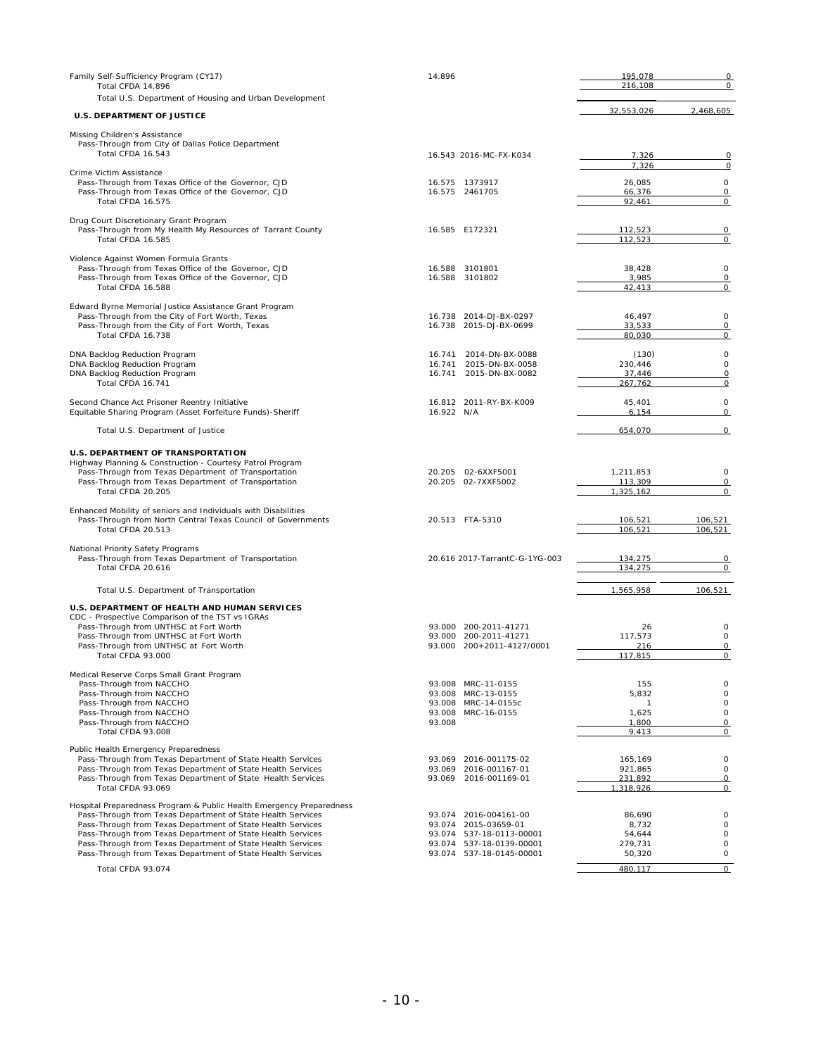| Program | CFDA / Pass-Through Number | Expenditures | Passed Through to Subrecipients |
|---|---|---|---|
| Family Self-Sufficiency Program (CY17) | 14.896 | 195,078 | 0 |
| Total CFDA 14.896 | | 216,108 | 0 |
| Total U.S. Department of Housing and Urban Development | | 32,553,026 | 2,468,605 |
| **U.S. DEPARTMENT OF JUSTICE** | | | |
| Missing Children's Assistance | | | |
| Pass-Through from City of Dallas Police Department | | | |
| Total CFDA 16.543 | 16.543 2016-MC-FX-K034 | 7,326 | 0 |
| | | 7,326 | 0 |
| Crime Victim Assistance | | | |
| Pass-Through from Texas Office of the Governor, CJD | 16.575 1373917 | 26,085 | 0 |
| Pass-Through from Texas Office of the Governor, CJD | 16.575 2461705 | 66,376 | 0 |
| Total CFDA 16.575 | | 92,461 | 0 |
| Drug Court Discretionary Grant Program | | | |
| Pass-Through from My Health My Resources of Tarrant County | 16.585 E172321 | 112,523 | 0 |
| Total CFDA 16.585 | | 112,523 | 0 |
| Violence Against Women Formula Grants | | | |
| Pass-Through from Texas Office of the Governor, CJD | 16.588 3101801 | 38,428 | 0 |
| Pass-Through from Texas Office of the Governor, CJD | 16.588 3101802 | 3,985 | 0 |
| Total CFDA 16.588 | | 42,413 | 0 |
| Edward Byrne Memorial Justice Assistance Grant Program | | | |
| Pass-Through from the City of Fort Worth, Texas | 16.738 2014-DJ-BX-0297 | 46,497 | 0 |
| Pass-Through from the City of Fort Worth, Texas | 16.738 2015-DJ-BX-0699 | 33,533 | 0 |
| Total CFDA 16.738 | | 80,030 | 0 |
| DNA Backlog Reduction Program | 16.741 2014-DN-BX-0088 | (130) | 0 |
| DNA Backlog Reduction Program | 16.741 2015-DN-BX-0058 | 230,446 | 0 |
| DNA Backlog Reduction Program | 16.741 2015-DN-BX-0082 | 37,446 | 0 |
| Total CFDA 16.741 | | 267,762 | 0 |
| Second Chance Act Prisoner Reentry Initiative | 16.812 2011-RY-BX-K009 | 45,401 | 0 |
| Equitable Sharing Program (Asset Forfeiture Funds)-Sheriff | 16.922 N/A | 6,154 | 0 |
| Total U.S. Department of Justice | | 654,070 | 0 |
| **U.S. DEPARTMENT OF TRANSPORTATION** | | | |
| Highway Planning & Construction - Courtesy Patrol Program | | | |
| Pass-Through from Texas Department of Transportation | 20.205 02-6XXF5001 | 1,211,853 | 0 |
| Pass-Through from Texas Department of Transportation | 20.205 02-7XXF5002 | 113,309 | 0 |
| Total CFDA 20.205 | | 1,325,162 | 0 |
| Enhanced Mobility of seniors and Individuals with Disabilities | | | |
| Pass-Through from North Central Texas Council of Governments | 20.513 FTA-5310 | 106,521 | 106,521 |
| Total CFDA 20.513 | | 106,521 | 106,521 |
| National Priority Safety Programs | | | |
| Pass-Through from Texas Department of Transportation | 20.616 2017-TarrantC-G-1YG-003 | 134,275 | 0 |
| Total CFDA 20.616 | | 134,275 | 0 |
| Total U.S. Department of Transportation | | 1,565,958 | 106,521 |
| **U.S. DEPARTMENT OF HEALTH AND HUMAN SERVICES** | | | |
| CDC - Prospective Comparison of the TST vs IGRAs | | | |
| Pass-Through from UNTHSC at Fort Worth | 93.000 200-2011-41271 | 26 | 0 |
| Pass-Through from UNTHSC at Fort Worth | 93.000 200-2011-41271 | 117,573 | 0 |
| Pass-Through from UNTHSC at Fort Worth | 93.000 200+2011-4127/0001 | 216 | 0 |
| Total CFDA 93.000 | | 117,815 | 0 |
| Medical Reserve Corps Small Grant Program | | | |
| Pass-Through from NACCHO | 93.008 MRC-11-0155 | 155 | 0 |
| Pass-Through from NACCHO | 93.008 MRC-13-0155 | 5,832 | 0 |
| Pass-Through from NACCHO | 93.008 MRC-14-0155c | 1 | 0 |
| Pass-Through from NACCHO | 93.008 MRC-16-0155 | 1,625 | 0 |
| Pass-Through from NACCHO | 93.008 | 1,800 | 0 |
| Total CFDA 93.008 | | 9,413 | 0 |
| Public Health Emergency Preparedness | | | |
| Pass-Through from Texas Department of State Health Services | 93.069 2016-001175-02 | 165,169 | 0 |
| Pass-Through from Texas Department of State Health Services | 93.069 2016-001167-01 | 921,865 | 0 |
| Pass-Through from Texas Department of State Health Services | 93.069 2016-001169-01 | 231,892 | 0 |
| Total CFDA 93.069 | | 1,318,926 | 0 |
| Hospital Preparedness Program & Public Health Emergency Preparedness | | | |
| Pass-Through from Texas Department of State Health Services | 93.074 2016-004161-00 | 86,690 | 0 |
| Pass-Through from Texas Department of State Health Services | 93.074 2015-03659-01 | 8,732 | 0 |
| Pass-Through from Texas Department of State Health Services | 93.074 537-18-0113-00001 | 54,644 | 0 |
| Pass-Through from Texas Department of State Health Services | 93.074 537-18-0139-00001 | 279,731 | 0 |
| Pass-Through from Texas Department of State Health Services | 93.074 537-18-0145-00001 | 50,320 | 0 |
| Total CFDA 93.074 | | 480,117 | 0 |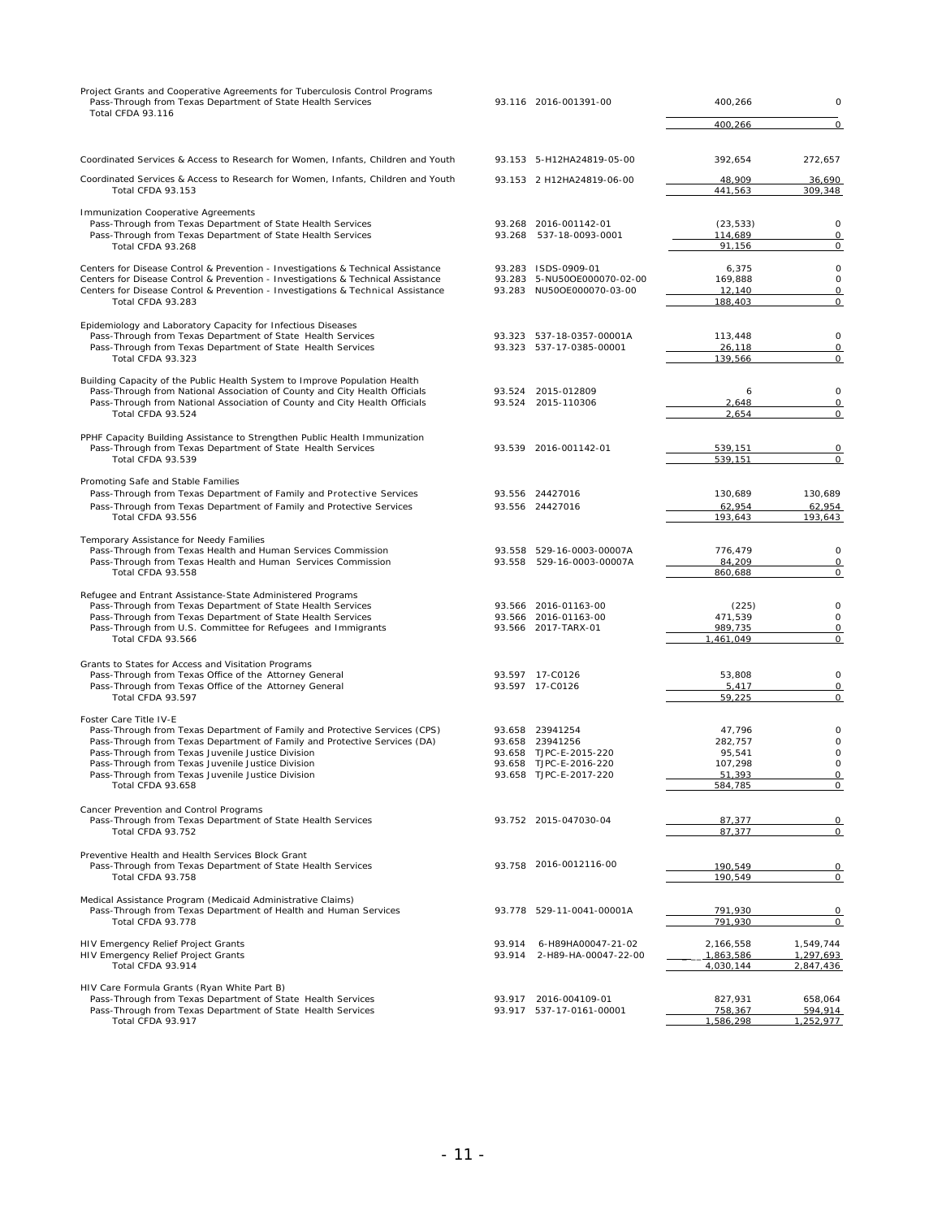| Program / Pass-Through | CFDA | Grant Number | Expenditures | Passed Through to Subrecipients |
|---|---|---|---|---|
| Project Grants and Cooperative Agreements for Tuberculosis Control Programs | | | | |
| Pass-Through from Texas Department of State Health Services | 93.116 | 2016-001391-00 | 400,266 | 0 |
| Total CFDA 93.116 | | | 400,266 | 0 |
| Coordinated Services & Access to Research for Women, Infants, Children and Youth | 93.153 | 5-H12HA24819-05-00 | 392,654 | 272,657 |
| Coordinated Services & Access to Research for Women, Infants, Children and Youth | 93.153 | 2 H12HA24819-06-00 | 48,909 | 36,690 |
| Total CFDA 93.153 | | | 441,563 | 309,348 |
| Immunization Cooperative Agreements | | | | |
| Pass-Through from Texas Department of State Health Services | 93.268 | 2016-001142-01 | (23,533) | 0 |
| Pass-Through from Texas Department of State Health Services | 93.268 | 537-18-0093-0001 | 114,689 | 0 |
| Total CFDA 93.268 | | | 91,156 | 0 |
| Centers for Disease Control & Prevention - Investigations & Technical Assistance | 93.283 | ISDS-0909-01 | 6,375 | 0 |
| Centers for Disease Control & Prevention - Investigations & Technical Assistance | 93.283 | 5-NU50OE000070-02-00 | 169,888 | 0 |
| Centers for Disease Control & Prevention - Investigations & Technical Assistance | 93.283 | NU50OE000070-03-00 | 12,140 | 0 |
| Total CFDA 93.283 | | | 188,403 | 0 |
| Epidemiology and Laboratory Capacity for Infectious Diseases | | | | |
| Pass-Through from Texas Department of State Health Services | 93.323 | 537-18-0357-00001A | 113,448 | 0 |
| Pass-Through from Texas Department of State Health Services | 93.323 | 537-17-0385-00001 | 26,118 | 0 |
| Total CFDA 93.323 | | | 139,566 | 0 |
| Building Capacity of the Public Health System to Improve Population Health | | | | |
| Pass-Through from National Association of County and City Health Officials | 93.524 | 2015-012809 | 6 | 0 |
| Pass-Through from National Association of County and City Health Officials | 93.524 | 2015-110306 | 2,648 | 0 |
| Total CFDA 93.524 | | | 2,654 | 0 |
| PPHF Capacity Building Assistance to Strengthen Public Health Immunization | | | | |
| Pass-Through from Texas Department of State Health Services | 93.539 | 2016-001142-01 | 539,151 | 0 |
| Total CFDA 93.539 | | | 539,151 | 0 |
| Promoting Safe and Stable Families | | | | |
| Pass-Through from Texas Department of Family and Protective Services | 93.556 | 24427016 | 130,689 | 130,689 |
| Pass-Through from Texas Department of Family and Protective Services | 93.556 | 24427016 | 62,954 | 62,954 |
| Total CFDA 93.556 | | | 193,643 | 193,643 |
| Temporary Assistance for Needy Families | | | | |
| Pass-Through from Texas Health and Human Services Commission | 93.558 | 529-16-0003-00007A | 776,479 | 0 |
| Pass-Through from Texas Health and Human Services Commission | 93.558 | 529-16-0003-00007A | 84,209 | 0 |
| Total CFDA 93.558 | | | 860,688 | 0 |
| Refugee and Entrant Assistance-State Administered Programs | | | | |
| Pass-Through from Texas Department of State Health Services | 93.566 | 2016-01163-00 | (225) | 0 |
| Pass-Through from Texas Department of State Health Services | 93.566 | 2016-01163-00 | 471,539 | 0 |
| Pass-Through from U.S. Committee for Refugees and Immigrants | 93.566 | 2017-TARX-01 | 989,735 | 0 |
| Total CFDA 93.566 | | | 1,461,049 | 0 |
| Grants to States for Access and Visitation Programs | | | | |
| Pass-Through from Texas Office of the Attorney General | 93.597 | 17-C0126 | 53,808 | 0 |
| Pass-Through from Texas Office of the Attorney General | 93.597 | 17-C0126 | 5,417 | 0 |
| Total CFDA 93.597 | | | 59,225 | 0 |
| Foster Care Title IV-E | | | | |
| Pass-Through from Texas Department of Family and Protective Services (CPS) | 93.658 | 23941254 | 47,796 | 0 |
| Pass-Through from Texas Department of Family and Protective Services (DA) | 93.658 | 23941256 | 282,757 | 0 |
| Pass-Through from Texas Juvenile Justice Division | 93.658 | TJPC-E-2015-220 | 95,541 | 0 |
| Pass-Through from Texas Juvenile Justice Division | 93.658 | TJPC-E-2016-220 | 107,298 | 0 |
| Pass-Through from Texas Juvenile Justice Division | 93.658 | TJPC-E-2017-220 | 51,393 | 0 |
| Total CFDA 93.658 | | | 584,785 | 0 |
| Cancer Prevention and Control Programs | | | | |
| Pass-Through from Texas Department of State Health Services | 93.752 | 2015-047030-04 | 87,377 | 0 |
| Total CFDA 93.752 | | | 87,377 | 0 |
| Preventive Health and Health Services Block Grant | | | | |
| Pass-Through from Texas Department of State Health Services | 93.758 | 2016-0012116-00 | 190,549 | 0 |
| Total CFDA 93.758 | | | 190,549 | 0 |
| Medical Assistance Program (Medicaid Administrative Claims) | | | | |
| Pass-Through from Texas Department of Health and Human Services | 93.778 | 529-11-0041-00001A | 791,930 | 0 |
| Total CFDA 93.778 | | | 791,930 | 0 |
| HIV Emergency Relief Project Grants | 93.914 | 6-H89HA00047-21-02 | 2,166,558 | 1,549,744 |
| HIV Emergency Relief Project Grants | 93.914 | 2-H89-HA-00047-22-00 | 1,863,586 | 1,297,693 |
| Total CFDA 93.914 | | | 4,030,144 | 2,847,436 |
| HIV Care Formula Grants (Ryan White Part B) | | | | |
| Pass-Through from Texas Department of State Health Services | 93.917 | 2016-004109-01 | 827,931 | 658,064 |
| Pass-Through from Texas Department of State Health Services | 93.917 | 537-17-0161-00001 | 758,367 | 594,914 |
| Total CFDA 93.917 | | | 1,586,298 | 1,252,977 |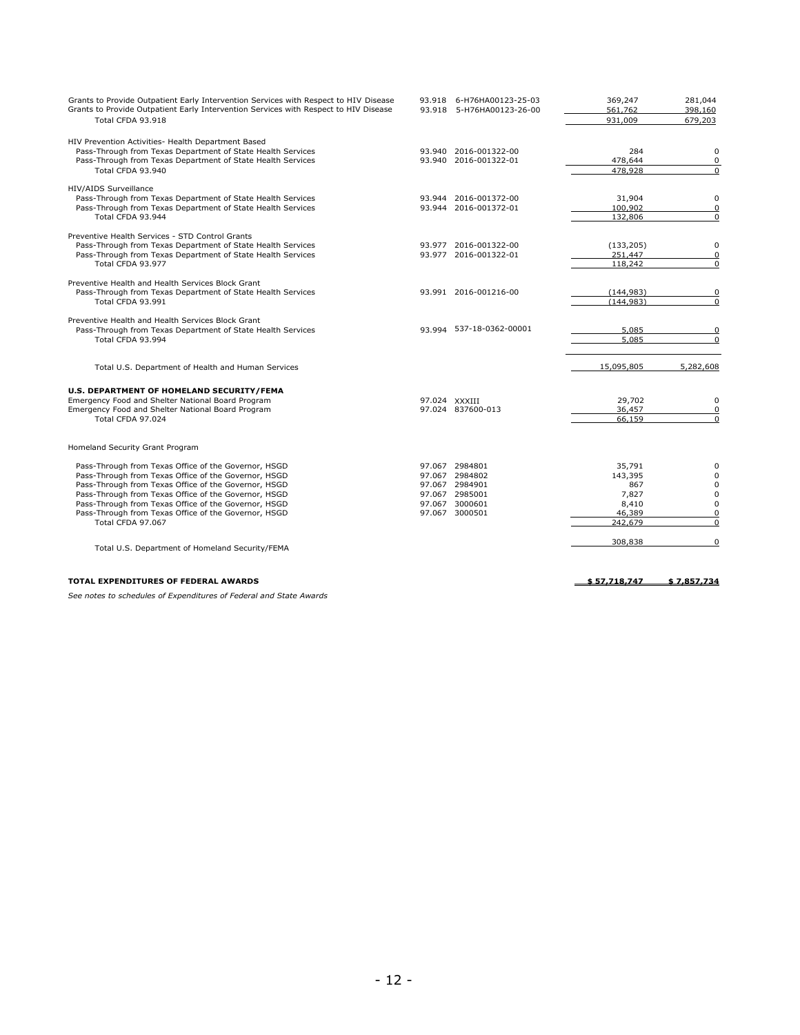| Program | CFDA | Grant Number | Expenditures | Passed Through to Subrecipients |
|---|---|---|---|---|
| Grants to Provide Outpatient Early Intervention Services with Respect to HIV Disease | 93.918 | 6-H76HA00123-25-03 | 369,247 | 281,044 |
| Grants to Provide Outpatient Early Intervention Services with Respect to HIV Disease | 93.918 | 5-H76HA00123-26-00 | 561,762 | 398,160 |
| Total CFDA 93.918 | | | 931,009 | 679,203 |
| HIV Prevention Activities- Health Department Based | | | | |
| Pass-Through from Texas Department of State Health Services | 93.940 | 2016-001322-00 | 284 | 0 |
| Pass-Through from Texas Department of State Health Services | 93.940 | 2016-001322-01 | 478,644 | 0 |
| Total CFDA 93.940 | | | 478,928 | 0 |
| HIV/AIDS Surveillance | | | | |
| Pass-Through from Texas Department of State Health Services | 93.944 | 2016-001372-00 | 31,904 | 0 |
| Pass-Through from Texas Department of State Health Services | 93.944 | 2016-001372-01 | 100,902 | 0 |
| Total CFDA 93.944 | | | 132,806 | 0 |
| Preventive Health Services - STD Control Grants | | | | |
| Pass-Through from Texas Department of State Health Services | 93.977 | 2016-001322-00 | (133,205) | 0 |
| Pass-Through from Texas Department of State Health Services | 93.977 | 2016-001322-01 | 251,447 | 0 |
| Total CFDA 93.977 | | | 118,242 | 0 |
| Preventive Health and Health Services Block Grant | | | | |
| Pass-Through from Texas Department of State Health Services | 93.991 | 2016-001216-00 | (144,983) | 0 |
| Total CFDA 93.991 | | | (144,983) | 0 |
| Preventive Health and Health Services Block Grant | | | | |
| Pass-Through from Texas Department of State Health Services | 93.994 | 537-18-0362-00001 | 5,085 | 0 |
| Total CFDA 93.994 | | | 5,085 | 0 |
| Total U.S. Department of Health and Human Services | | | 15,095,805 | 5,282,608 |
| **U.S. DEPARTMENT OF HOMELAND SECURITY/FEMA** | | | | |
| Emergency Food and Shelter National Board Program | 97.024 | XXXIII | 29,702 | 0 |
| Emergency Food and Shelter National Board Program | 97.024 | 837600-013 | 36,457 | 0 |
| Total CFDA 97.024 | | | 66,159 | 0 |
| Homeland Security Grant Program | | | | |
| Pass-Through from Texas Office of the Governor, HSGD | 97.067 | 2984801 | 35,791 | 0 |
| Pass-Through from Texas Office of the Governor, HSGD | 97.067 | 2984802 | 143,395 | 0 |
| Pass-Through from Texas Office of the Governor, HSGD | 97.067 | 2984901 | 867 | 0 |
| Pass-Through from Texas Office of the Governor, HSGD | 97.067 | 2985001 | 7,827 | 0 |
| Pass-Through from Texas Office of the Governor, HSGD | 97.067 | 3000601 | 8,410 | 0 |
| Pass-Through from Texas Office of the Governor, HSGD | 97.067 | 3000501 | 46,389 | 0 |
| Total CFDA 97.067 | | | 242,679 | 0 |
| Total U.S. Department of Homeland Security/FEMA | | | 308,838 | 0 |
| **TOTAL EXPENDITURES OF FEDERAL AWARDS** | | | **$ 57,718,747** | **$ 7,857,734** |

*See notes to schedules of Expenditures of Federal and State Awards*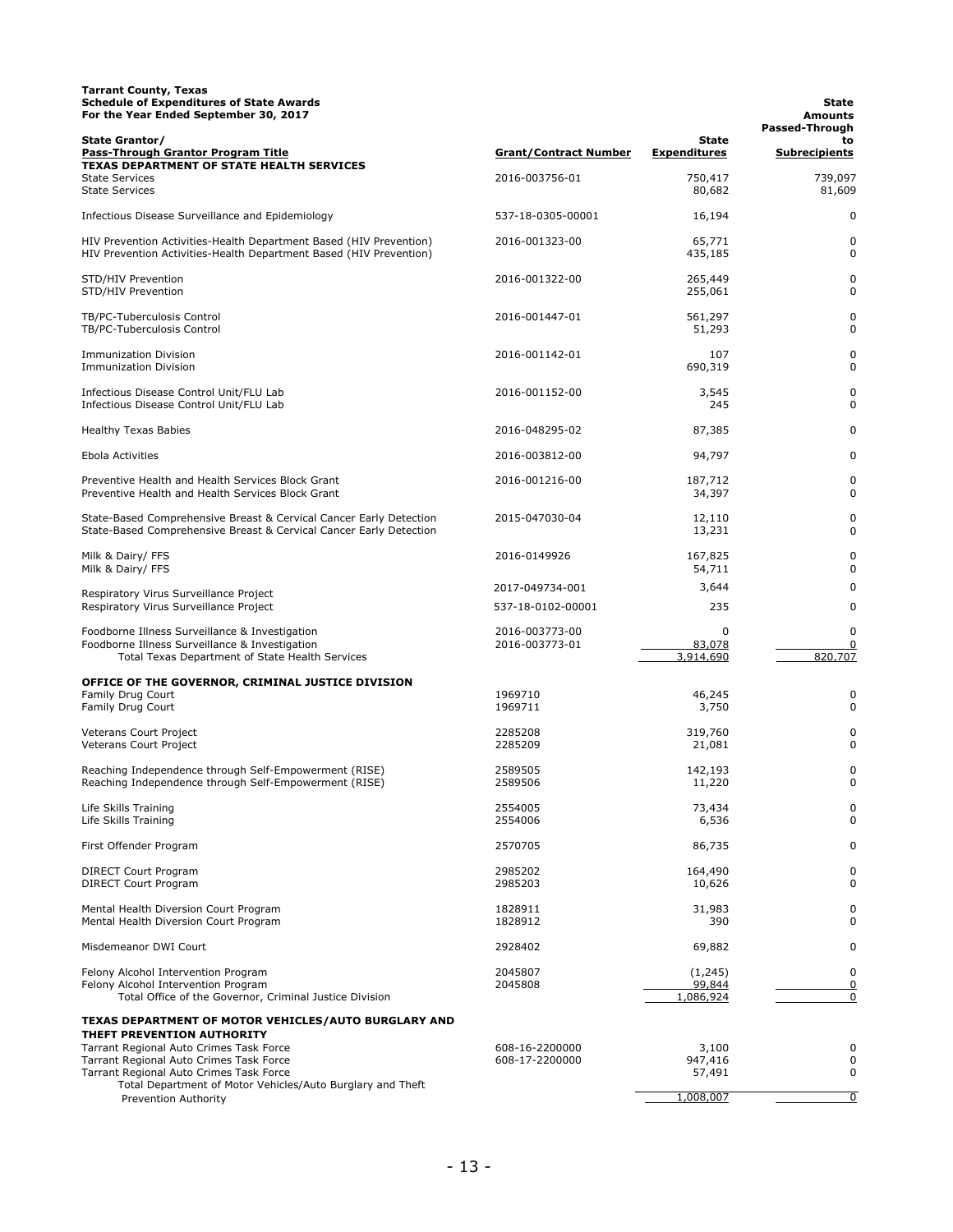**Tarrant County, Texas**
**Schedule of Expenditures of State Awards**
**For the Year Ended September 30, 2017**

| State Grantor/ Pass-Through Grantor Program Title | Grant/Contract Number | State Expenditures | State Amounts Passed-Through to Subrecipients |
|---|---|---|---|
| **TEXAS DEPARTMENT OF STATE HEALTH SERVICES** | | | |
| State Services | 2016-003756-01 | 750,417 | 739,097 |
| State Services | | 80,682 | 81,609 |
| Infectious Disease Surveillance and Epidemiology | 537-18-0305-00001 | 16,194 | 0 |
| HIV Prevention Activities-Health Department Based (HIV Prevention) | 2016-001323-00 | 65,771 | 0 |
| HIV Prevention Activities-Health Department Based (HIV Prevention) | | 435,185 | 0 |
| STD/HIV Prevention | 2016-001322-00 | 265,449 | 0 |
| STD/HIV Prevention | | 255,061 | 0 |
| TB/PC-Tuberculosis Control | 2016-001447-01 | 561,297 | 0 |
| TB/PC-Tuberculosis Control | | 51,293 | 0 |
| Immunization Division | 2016-001142-01 | 107 | 0 |
| Immunization Division | | 690,319 | 0 |
| Infectious Disease Control Unit/FLU Lab | 2016-001152-00 | 3,545 | 0 |
| Infectious Disease Control Unit/FLU Lab | | 245 | 0 |
| Healthy Texas Babies | 2016-048295-02 | 87,385 | 0 |
| Ebola Activities | 2016-003812-00 | 94,797 | 0 |
| Preventive Health and Health Services Block Grant | 2016-001216-00 | 187,712 | 0 |
| Preventive Health and Health Services Block Grant | | 34,397 | 0 |
| State-Based Comprehensive Breast & Cervical Cancer Early Detection | 2015-047030-04 | 12,110 | 0 |
| State-Based Comprehensive Breast & Cervical Cancer Early Detection | | 13,231 | 0 |
| Milk & Dairy/ FFS | 2016-0149926 | 167,825 | 0 |
| Milk & Dairy/ FFS | | 54,711 | 0 |
| Respiratory Virus Surveillance Project | 2017-049734-001 | 3,644 | 0 |
| Respiratory Virus Surveillance Project | 537-18-0102-00001 | 235 | 0 |
| Foodborne Illness Surveillance & Investigation | 2016-003773-00 | 0 | 0 |
| Foodborne Illness Surveillance & Investigation | 2016-003773-01 | 83,078 | 0 |
| Total Texas Department of State Health Services | | 3,914,690 | 820,707 |
| **OFFICE OF THE GOVERNOR, CRIMINAL JUSTICE DIVISION** | | | |
| Family Drug Court | 1969710 | 46,245 | 0 |
| Family Drug Court | 1969711 | 3,750 | 0 |
| Veterans Court Project | 2285208 | 319,760 | 0 |
| Veterans Court Project | 2285209 | 21,081 | 0 |
| Reaching Independence through Self-Empowerment (RISE) | 2589505 | 142,193 | 0 |
| Reaching Independence through Self-Empowerment (RISE) | 2589506 | 11,220 | 0 |
| Life Skills Training | 2554005 | 73,434 | 0 |
| Life Skills Training | 2554006 | 6,536 | 0 |
| First Offender Program | 2570705 | 86,735 | 0 |
| DIRECT Court Program | 2985202 | 164,490 | 0 |
| DIRECT Court Program | 2985203 | 10,626 | 0 |
| Mental Health Diversion Court Program | 1828911 | 31,983 | 0 |
| Mental Health Diversion Court Program | 1828912 | 390 | 0 |
| Misdemeanor DWI Court | 2928402 | 69,882 | 0 |
| Felony Alcohol Intervention Program | 2045807 | (1,245) | 0 |
| Felony Alcohol Intervention Program | 2045808 | 99,844 | 0 |
| Total Office of the Governor, Criminal Justice Division | | 1,086,924 | 0 |
| **TEXAS DEPARTMENT OF MOTOR VEHICLES/AUTO BURGLARY AND THEFT PREVENTION AUTHORITY** | | | |
| Tarrant Regional Auto Crimes Task Force | 608-16-2200000 | 3,100 | 0 |
| Tarrant Regional Auto Crimes Task Force | 608-17-2200000 | 947,416 | 0 |
| Tarrant Regional Auto Crimes Task Force | | 57,491 | 0 |
| Total Department of Motor Vehicles/Auto Burglary and Theft Prevention Authority | | 1,008,007 | 0 |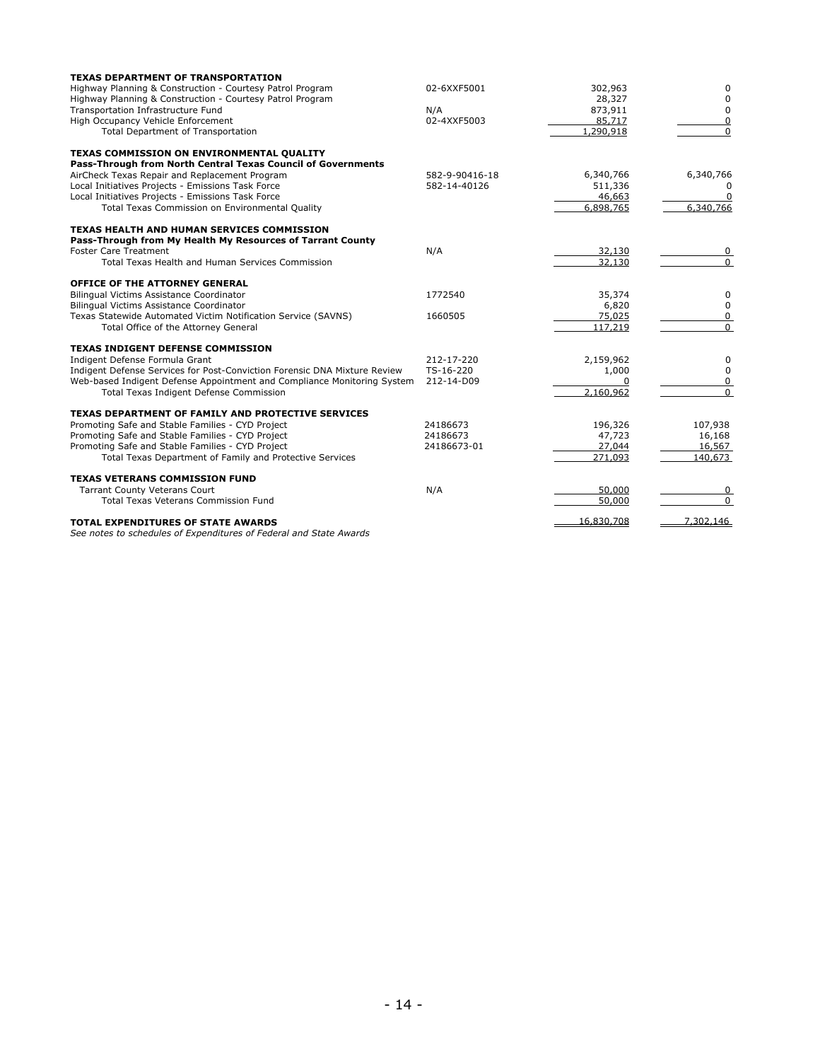| | | | |
|---|---|---|---|
| **TEXAS DEPARTMENT OF TRANSPORTATION** | | | |
| Highway Planning & Construction - Courtesy Patrol Program | 02-6XXF5001 | 302,963 | 0 |
| Highway Planning & Construction - Courtesy Patrol Program | | 28,327 | 0 |
| Transportation Infrastructure Fund | N/A | 873,911 | 0 |
| High Occupancy Vehicle Enforcement | 02-4XXF5003 | 85,717 | 0 |
| Total Department of Transportation | | 1,290,918 | 0 |
| **TEXAS COMMISSION ON ENVIRONMENTAL QUALITY** | | | |
| **Pass-Through from North Central Texas Council of Governments** | | | |
| AirCheck Texas Repair and Replacement Program | 582-9-90416-18 | 6,340,766 | 6,340,766 |
| Local Initiatives Projects - Emissions Task Force | 582-14-40126 | 511,336 | 0 |
| Local Initiatives Projects - Emissions Task Force | | 46,663 | 0 |
| Total Texas Commission on Environmental Quality | | 6,898,765 | 6,340,766 |
| **TEXAS HEALTH AND HUMAN SERVICES COMMISSION** | | | |
| **Pass-Through from My Health My Resources of Tarrant County** | | | |
| Foster Care Treatment | N/A | 32,130 | 0 |
| Total Texas Health and Human Services Commission | | 32,130 | 0 |
| **OFFICE OF THE ATTORNEY GENERAL** | | | |
| Bilingual Victims Assistance Coordinator | 1772540 | 35,374 | 0 |
| Bilingual Victims Assistance Coordinator | | 6,820 | 0 |
| Texas Statewide Automated Victim Notification Service (SAVNS) | 1660505 | 75,025 | 0 |
| Total Office of the Attorney General | | 117,219 | 0 |
| **TEXAS INDIGENT DEFENSE COMMISSION** | | | |
| Indigent Defense Formula Grant | 212-17-220 | 2,159,962 | 0 |
| Indigent Defense Services for Post-Conviction Forensic DNA Mixture Review | TS-16-220 | 1,000 | 0 |
| Web-based Indigent Defense Appointment and Compliance Monitoring System | 212-14-D09 | 0 | 0 |
| Total Texas Indigent Defense Commission | | 2,160,962 | 0 |
| **TEXAS DEPARTMENT OF FAMILY AND PROTECTIVE SERVICES** | | | |
| Promoting Safe and Stable Families - CYD Project | 24186673 | 196,326 | 107,938 |
| Promoting Safe and Stable Families - CYD Project | 24186673 | 47,723 | 16,168 |
| Promoting Safe and Stable Families - CYD Project | 24186673-01 | 27,044 | 16,567 |
| Total Texas Department of Family and Protective Services | | 271,093 | 140,673 |
| **TEXAS VETERANS COMMISSION FUND** | | | |
| Tarrant County Veterans Court | N/A | 50,000 | 0 |
| Total Texas Veterans Commission Fund | | 50,000 | 0 |
| **TOTAL EXPENDITURES OF STATE AWARDS** | | 16,830,708 | 7,302,146 |

*See notes to schedules of Expenditures of Federal and State Awards*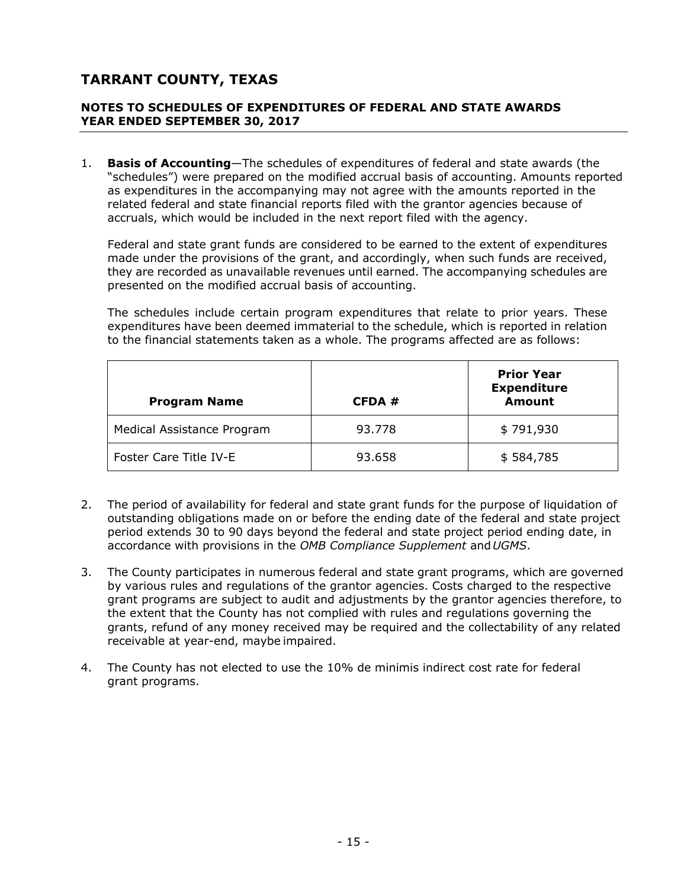# TARRANT COUNTY, TEXAS

## NOTES TO SCHEDULES OF EXPENDITURES OF FEDERAL AND STATE AWARDS YEAR ENDED SEPTEMBER 30, 2017

1. **Basis of Accounting**—The schedules of expenditures of federal and state awards (the "schedules") were prepared on the modified accrual basis of accounting. Amounts reported as expenditures in the accompanying may not agree with the amounts reported in the related federal and state financial reports filed with the grantor agencies because of accruals, which would be included in the next report filed with the agency.

   Federal and state grant funds are considered to be earned to the extent of expenditures made under the provisions of the grant, and accordingly, when such funds are received, they are recorded as unavailable revenues until earned. The accompanying schedules are presented on the modified accrual basis of accounting.

   The schedules include certain program expenditures that relate to prior years. These expenditures have been deemed immaterial to the schedule, which is reported in relation to the financial statements taken as a whole. The programs affected are as follows:

| Program Name | CFDA # | Prior Year Expenditure Amount |
|---|---|---|
| Medical Assistance Program | 93.778 | $ 791,930 |
| Foster Care Title IV-E | 93.658 | $ 584,785 |

2. The period of availability for federal and state grant funds for the purpose of liquidation of outstanding obligations made on or before the ending date of the federal and state project period extends 30 to 90 days beyond the federal and state project period ending date, in accordance with provisions in the *OMB Compliance Supplement* and *UGMS*.

3. The County participates in numerous federal and state grant programs, which are governed by various rules and regulations of the grantor agencies. Costs charged to the respective grant programs are subject to audit and adjustments by the grantor agencies therefore, to the extent that the County has not complied with rules and regulations governing the grants, refund of any money received may be required and the collectability of any related receivable at year-end, maybe impaired.

4. The County has not elected to use the 10% de minimis indirect cost rate for federal grant programs.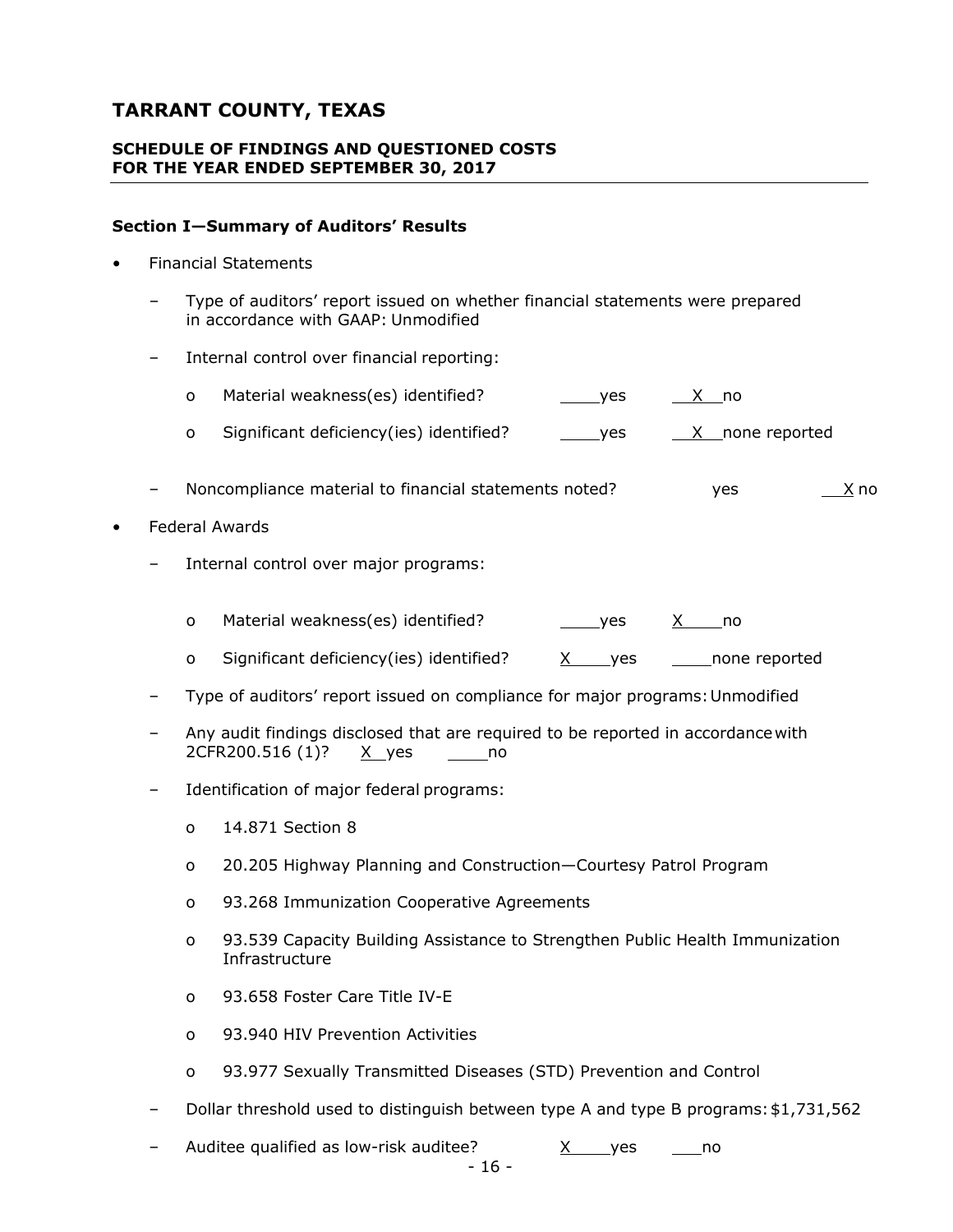# TARRANT COUNTY, TEXAS

## SCHEDULE OF FINDINGS AND QUESTIONED COSTS
## FOR THE YEAR ENDED SEPTEMBER 30, 2017

### Section I—Summary of Auditors' Results

- Financial Statements
  - Type of auditors' report issued on whether financial statements were prepared in accordance with GAAP: Unmodified
  - Internal control over financial reporting:
    - Material weakness(es) identified? ____yes __X__no
    - Significant deficiency(ies) identified? ____yes __X__none reported
  - Noncompliance material to financial statements noted? yes __X__ no
- Federal Awards
  - Internal control over major programs:
    - Material weakness(es) identified? ____yes X____no
    - Significant deficiency(ies) identified? X____yes ____none reported
  - Type of auditors' report issued on compliance for major programs: Unmodified
  - Any audit findings disclosed that are required to be reported in accordance with 2CFR200.516 (1)? X yes ____no
  - Identification of major federal programs:
    - 14.871 Section 8
    - 20.205 Highway Planning and Construction—Courtesy Patrol Program
    - 93.268 Immunization Cooperative Agreements
    - 93.539 Capacity Building Assistance to Strengthen Public Health Immunization Infrastructure
    - 93.658 Foster Care Title IV-E
    - 93.940 HIV Prevention Activities
    - 93.977 Sexually Transmitted Diseases (STD) Prevention and Control
  - Dollar threshold used to distinguish between type A and type B programs: $1,731,562
  - Auditee qualified as low-risk auditee? X____yes ___no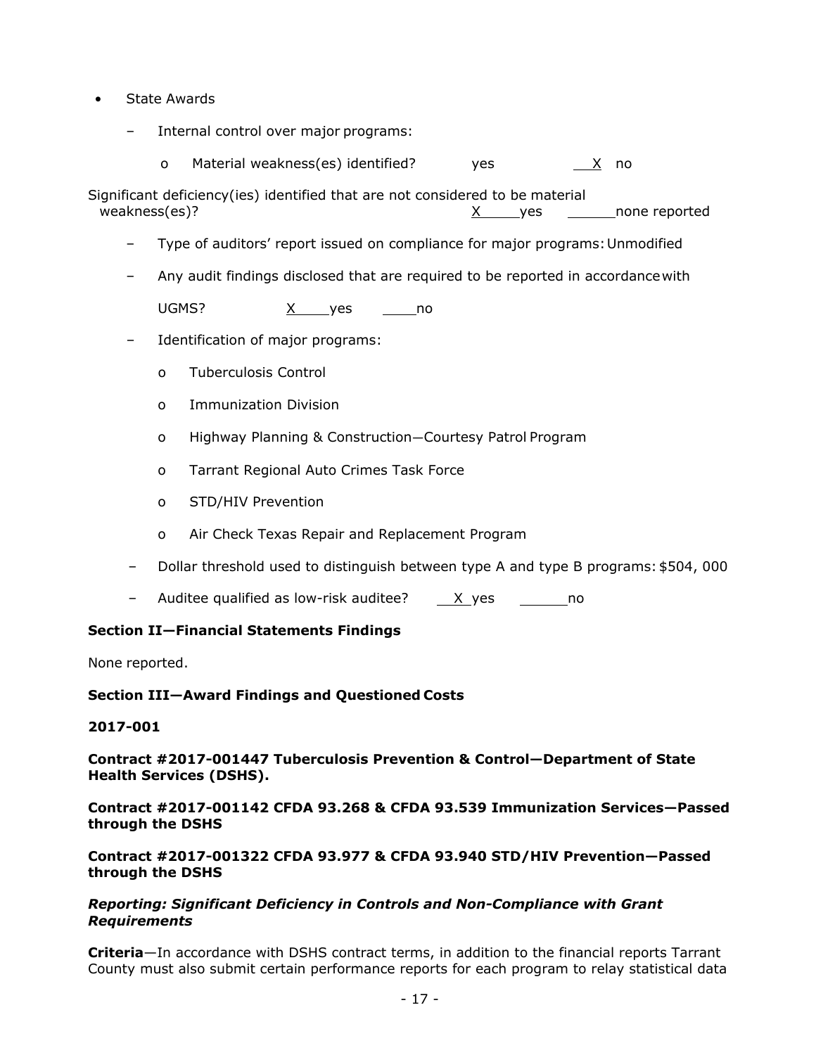- State Awards
  - Internal control over major programs:
    - Material weakness(es) identified? ____ yes __X__ no

Significant deficiency(ies) identified that are not considered to be material weakness(es)? __X__ yes ______ none reported

  - Type of auditors' report issued on compliance for major programs: Unmodified
  - Any audit findings disclosed that are required to be reported in accordance with UGMS? __X__ yes ____ no
  - Identification of major programs:
    - Tuberculosis Control
    - Immunization Division
    - Highway Planning & Construction—Courtesy Patrol Program
    - Tarrant Regional Auto Crimes Task Force
    - STD/HIV Prevention
    - Air Check Texas Repair and Replacement Program
  - Dollar threshold used to distinguish between type A and type B programs: $504, 000
  - Auditee qualified as low-risk auditee? __X__ yes ______ no

**Section II—Financial Statements Findings**

None reported.

**Section III—Award Findings and Questioned Costs**

**2017-001**

**Contract #2017-001447 Tuberculosis Prevention & Control—Department of State Health Services (DSHS).**

**Contract #2017-001142 CFDA 93.268 & CFDA 93.539 Immunization Services—Passed through the DSHS**

**Contract #2017-001322 CFDA 93.977 & CFDA 93.940 STD/HIV Prevention—Passed through the DSHS**

***Reporting: Significant Deficiency in Controls and Non-Compliance with Grant Requirements***

**Criteria**—In accordance with DSHS contract terms, in addition to the financial reports Tarrant County must also submit certain performance reports for each program to relay statistical data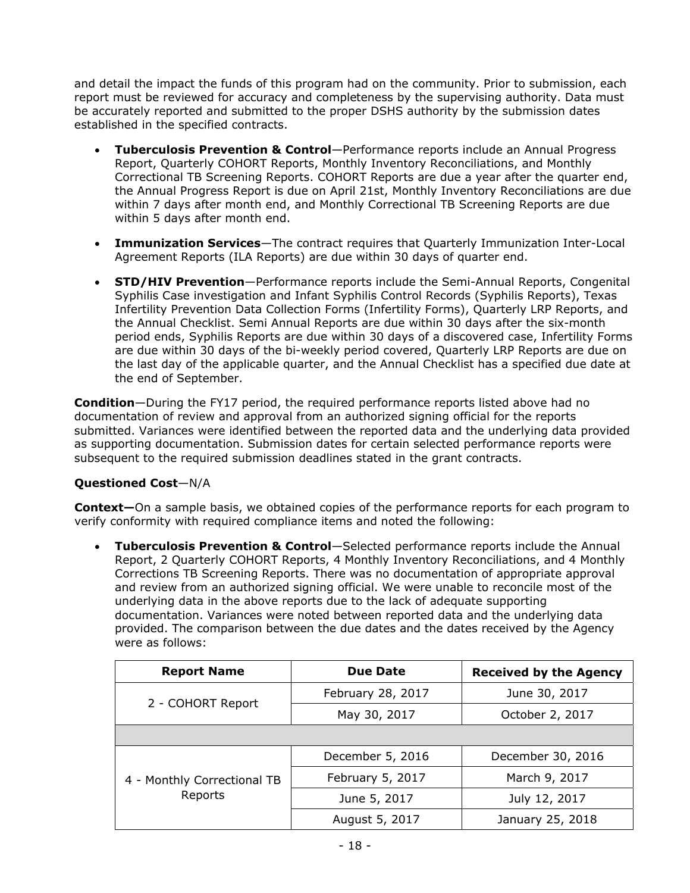and detail the impact the funds of this program had on the community. Prior to submission, each report must be reviewed for accuracy and completeness by the supervising authority. Data must be accurately reported and submitted to the proper DSHS authority by the submission dates established in the specified contracts.

- **Tuberculosis Prevention & Control**—Performance reports include an Annual Progress Report, Quarterly COHORT Reports, Monthly Inventory Reconciliations, and Monthly Correctional TB Screening Reports. COHORT Reports are due a year after the quarter end, the Annual Progress Report is due on April 21st, Monthly Inventory Reconciliations are due within 7 days after month end, and Monthly Correctional TB Screening Reports are due within 5 days after month end.

- **Immunization Services**—The contract requires that Quarterly Immunization Inter-Local Agreement Reports (ILA Reports) are due within 30 days of quarter end.

- **STD/HIV Prevention**—Performance reports include the Semi-Annual Reports, Congenital Syphilis Case investigation and Infant Syphilis Control Records (Syphilis Reports), Texas Infertility Prevention Data Collection Forms (Infertility Forms), Quarterly LRP Reports, and the Annual Checklist. Semi Annual Reports are due within 30 days after the six-month period ends, Syphilis Reports are due within 30 days of a discovered case, Infertility Forms are due within 30 days of the bi-weekly period covered, Quarterly LRP Reports are due on the last day of the applicable quarter, and the Annual Checklist has a specified due date at the end of September.

**Condition**—During the FY17 period, the required performance reports listed above had no documentation of review and approval from an authorized signing official for the reports submitted. Variances were identified between the reported data and the underlying data provided as supporting documentation. Submission dates for certain selected performance reports were subsequent to the required submission deadlines stated in the grant contracts.

**Questioned Cost**—N/A

**Context—**On a sample basis, we obtained copies of the performance reports for each program to verify conformity with required compliance items and noted the following:

- **Tuberculosis Prevention & Control**—Selected performance reports include the Annual Report, 2 Quarterly COHORT Reports, 4 Monthly Inventory Reconciliations, and 4 Monthly Corrections TB Screening Reports. There was no documentation of appropriate approval and review from an authorized signing official. We were unable to reconcile most of the underlying data in the above reports due to the lack of adequate supporting documentation. Variances were noted between reported data and the underlying data provided. The comparison between the due dates and the dates received by the Agency were as follows:

| Report Name | Due Date | Received by the Agency |
|---|---|---|
| 2 - COHORT Report | February 28, 2017 | June 30, 2017 |
| | May 30, 2017 | October 2, 2017 |
| | | |
| 4 - Monthly Correctional TB Reports | December 5, 2016 | December 30, 2016 |
| | February 5, 2017 | March 9, 2017 |
| | June 5, 2017 | July 12, 2017 |
| | August 5, 2017 | January 25, 2018 |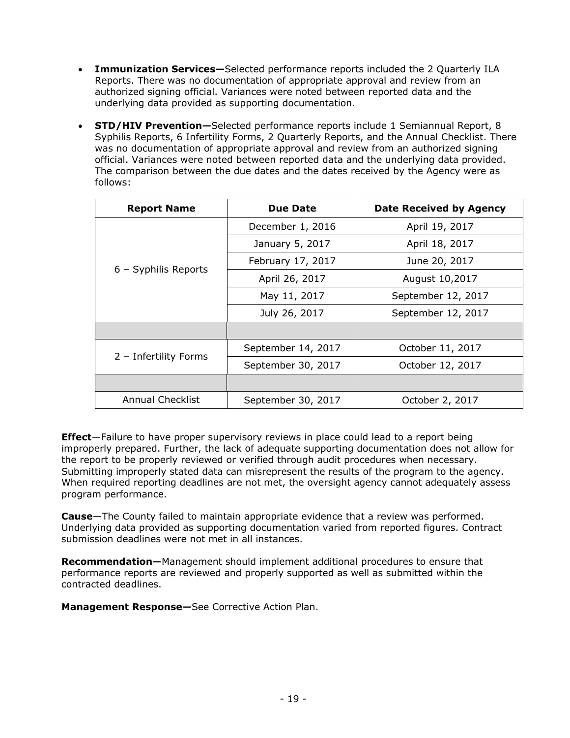- **Immunization Services—**Selected performance reports included the 2 Quarterly ILA Reports. There was no documentation of appropriate approval and review from an authorized signing official. Variances were noted between reported data and the underlying data provided as supporting documentation.

- **STD/HIV Prevention—**Selected performance reports include 1 Semiannual Report, 8 Syphilis Reports, 6 Infertility Forms, 2 Quarterly Reports, and the Annual Checklist. There was no documentation of appropriate approval and review from an authorized signing official. Variances were noted between reported data and the underlying data provided. The comparison between the due dates and the dates received by the Agency were as follows:

| Report Name | Due Date | Date Received by Agency |
|---|---|---|
| 6 – Syphilis Reports | December 1, 2016 | April 19, 2017 |
| | January 5, 2017 | April 18, 2017 |
| | February 17, 2017 | June 20, 2017 |
| | April 26, 2017 | August 10,2017 |
| | May 11, 2017 | September 12, 2017 |
| | July 26, 2017 | September 12, 2017 |
| | | |
| 2 – Infertility Forms | September 14, 2017 | October 11, 2017 |
| | September 30, 2017 | October 12, 2017 |
| | | |
| Annual Checklist | September 30, 2017 | October 2, 2017 |

**Effect**—Failure to have proper supervisory reviews in place could lead to a report being improperly prepared. Further, the lack of adequate supporting documentation does not allow for the report to be properly reviewed or verified through audit procedures when necessary. Submitting improperly stated data can misrepresent the results of the program to the agency. When required reporting deadlines are not met, the oversight agency cannot adequately assess program performance.

**Cause**—The County failed to maintain appropriate evidence that a review was performed. Underlying data provided as supporting documentation varied from reported figures. Contract submission deadlines were not met in all instances.

**Recommendation—**Management should implement additional procedures to ensure that performance reports are reviewed and properly supported as well as submitted within the contracted deadlines.

**Management Response—**See Corrective Action Plan.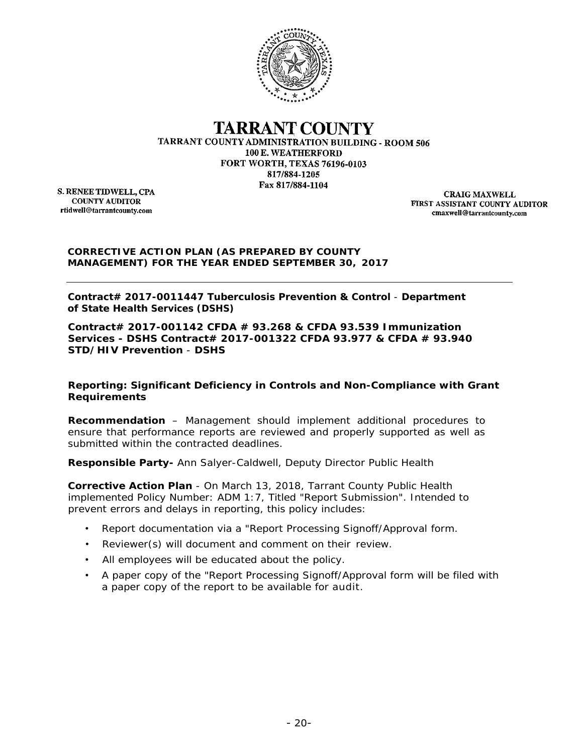# TARRANT COUNTY

TARRANT COUNTY ADMINISTRATION BUILDING - ROOM 506
100 E. WEATHERFORD
FORT WORTH, TEXAS 76196-0103
817/884-1205
Fax 817/884-1104

S. RENEE TIDWELL, CPA
COUNTY AUDITOR
rtidwell@tarrantcounty.com

CRAIG MAXWELL
FIRST ASSISTANT COUNTY AUDITOR
cmaxwell@tarrantcounty.com

**CORRECTIVE ACTION PLAN (AS PREPARED BY COUNTY MANAGEMENT) FOR THE YEAR ENDED SEPTEMBER 30, 2017**

---

**Contract# 2017-0011447 Tuberculosis Prevention & Control - Department of State Health Services (DSHS)**

**Contract# 2017-001142 CFDA # 93.268 & CFDA 93.539 Immunization Services - DSHS Contract# 2017-001322 CFDA 93.977 & CFDA # 93.940 STD/HIV Prevention - DSHS**

**Reporting: Significant Deficiency in Controls and Non-Compliance with Grant Requirements**

**Recommendation** – Management should implement additional procedures to ensure that performance reports are reviewed and properly supported as well as submitted within the contracted deadlines.

**Responsible Party-** Ann Salyer-Caldwell, Deputy Director Public Health

**Corrective Action Plan** - On March 13, 2018, Tarrant County Public Health implemented Policy Number: ADM 1:7, Titled "Report Submission". Intended to prevent errors and delays in reporting, this policy includes:

- Report documentation via a "Report Processing Signoff/Approval form.
- Reviewer(s) will document and comment on their review.
- All employees will be educated about the policy.
- A paper copy of the "Report Processing Signoff/Approval form will be filed with a paper copy of the report to be available for audit.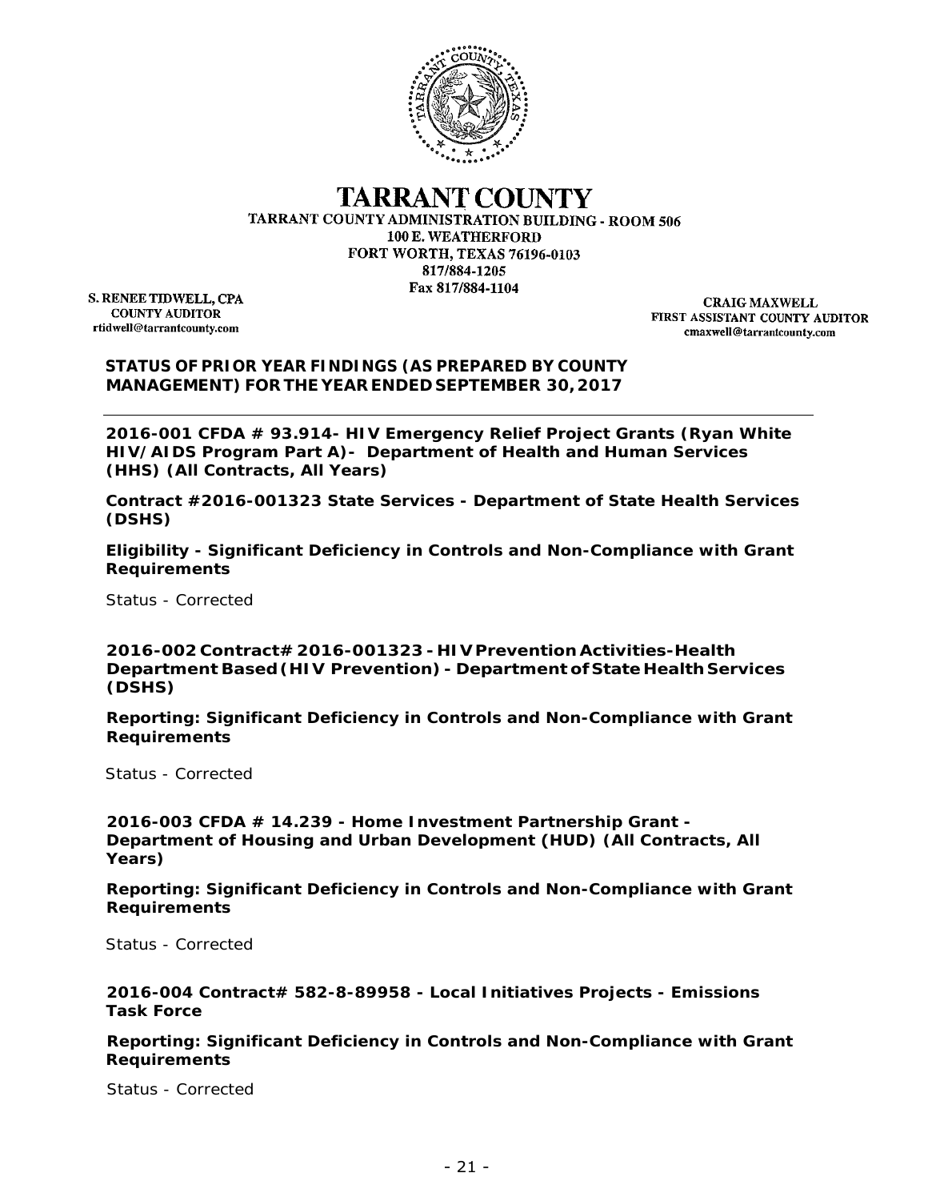# TARRANT COUNTY

TARRANT COUNTY ADMINISTRATION BUILDING - ROOM 506
100 E. WEATHERFORD
FORT WORTH, TEXAS 76196-0103
817/884-1205
Fax 817/884-1104

S. RENEE TIDWELL, CPA
COUNTY AUDITOR
rtidwell@tarrantcounty.com

CRAIG MAXWELL
FIRST ASSISTANT COUNTY AUDITOR
cmaxwell@tarrantcounty.com

## STATUS OF PRIOR YEAR FINDINGS (AS PREPARED BY COUNTY MANAGEMENT) FOR THE YEAR ENDED SEPTEMBER 30, 2017

---

**2016-001 CFDA # 93.914- HIV Emergency Relief Project Grants (Ryan White HIV/AIDS Program Part A)- Department of Health and Human Services (HHS) (All Contracts, All Years)**

**Contract #2016-001323 State Services - Department of State Health Services (DSHS)**

**Eligibility - Significant Deficiency in Controls and Non-Compliance with Grant Requirements**

Status - Corrected

**2016-002 Contract# 2016-001323 - HIV Prevention Activities-Health Department Based (HIV Prevention) - Department of State Health Services (DSHS)**

**Reporting: Significant Deficiency in Controls and Non-Compliance with Grant Requirements**

Status - Corrected

**2016-003 CFDA # 14.239 - Home Investment Partnership Grant - Department of Housing and Urban Development (HUD) (All Contracts, All Years)**

**Reporting: Significant Deficiency in Controls and Non-Compliance with Grant Requirements**

Status - Corrected

**2016-004 Contract# 582-8-89958 - Local Initiatives Projects - Emissions Task Force**

**Reporting: Significant Deficiency in Controls and Non-Compliance with Grant Requirements**

Status - Corrected